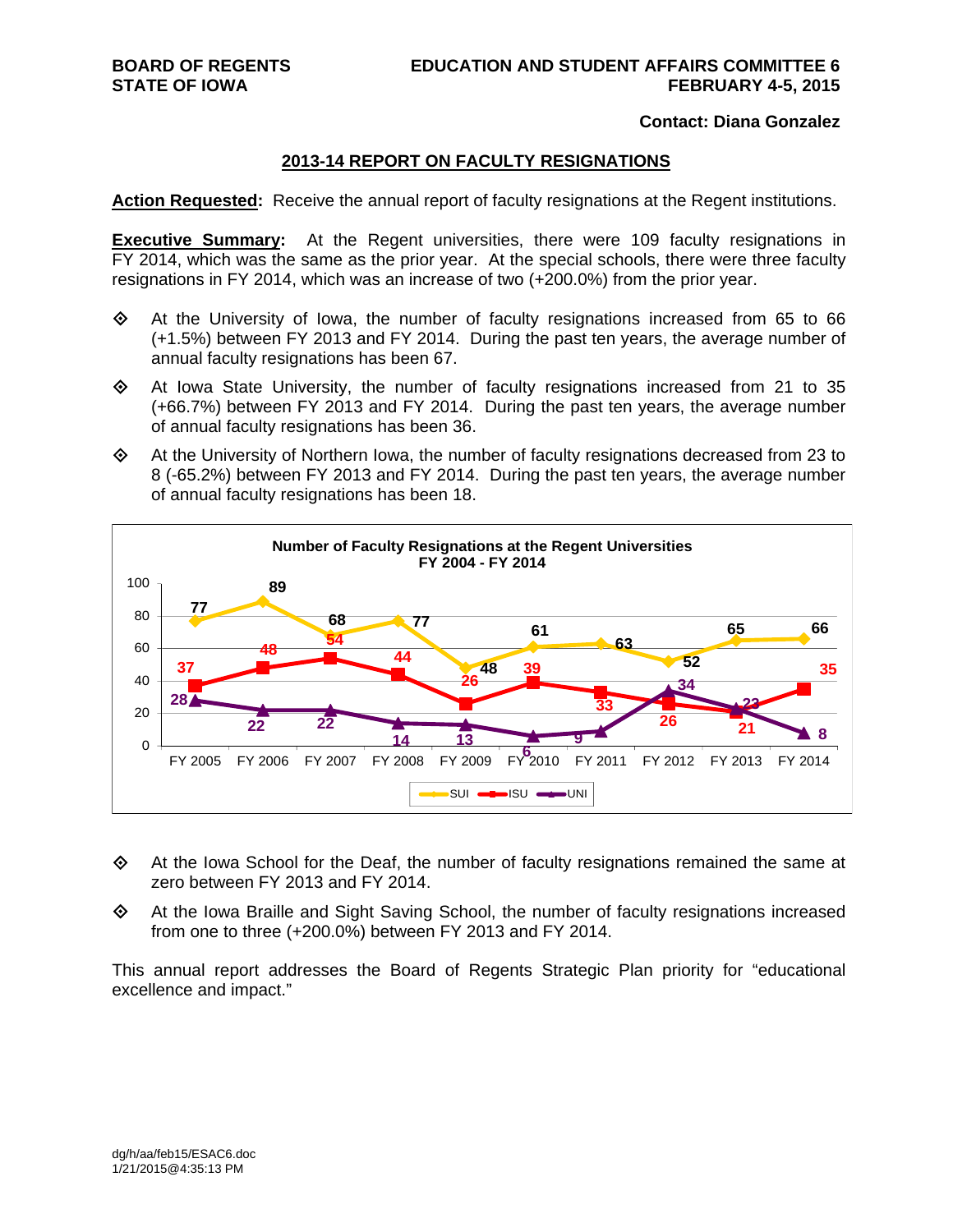BOARD OF REGENTS
STATE OF IOWA

EDUCATION AND STUDENT AFFAIRS COMMITTEE 6
FEBRUARY 4-5, 2015

**Contact: Diana Gonzalez**

## 2013-14 REPORT ON FACULTY RESIGNATIONS

**Action Requested:** Receive the annual report of faculty resignations at the Regent institutions.

**Executive Summary:** At the Regent universities, there were 109 faculty resignations in FY 2014, which was the same as the prior year. At the special schools, there were three faculty resignations in FY 2014, which was an increase of two (+200.0%) from the prior year.

- At the University of Iowa, the number of faculty resignations increased from 65 to 66 (+1.5%) between FY 2013 and FY 2014. During the past ten years, the average number of annual faculty resignations has been 67.
- At Iowa State University, the number of faculty resignations increased from 21 to 35 (+66.7%) between FY 2013 and FY 2014. During the past ten years, the average number of annual faculty resignations has been 36.
- At the University of Northern Iowa, the number of faculty resignations decreased from 23 to 8 (-65.2%) between FY 2013 and FY 2014. During the past ten years, the average number of annual faculty resignations has been 18.

**Number of Faculty Resignations at the Regent Universities FY 2004 - FY 2014**

| | FY 2005 | FY 2006 | FY 2007 | FY 2008 | FY 2009 | FY 2010 | FY 2011 | FY 2012 | FY 2013 | FY 2014 |
|---|---|---|---|---|---|---|---|---|---|---|
| SUI | 77 | 89 | 68 | 77 | 48 | 61 | 63 | 52 | 65 | 66 |
| ISU | 37 | 48 | 54 | 44 | 26 | 39 | 33 | 26 | 21 | 35 |
| UNI | 28 | 22 | 22 | 14 | 13 | 6 | 9 | 34 | 23 | 8 |

- At the Iowa School for the Deaf, the number of faculty resignations remained the same at zero between FY 2013 and FY 2014.
- At the Iowa Braille and Sight Saving School, the number of faculty resignations increased from one to three (+200.0%) between FY 2013 and FY 2014.

This annual report addresses the Board of Regents Strategic Plan priority for "educational excellence and impact."

dg/h/aa/feb15/ESAC6.doc
1/21/2015@4:35:13 PM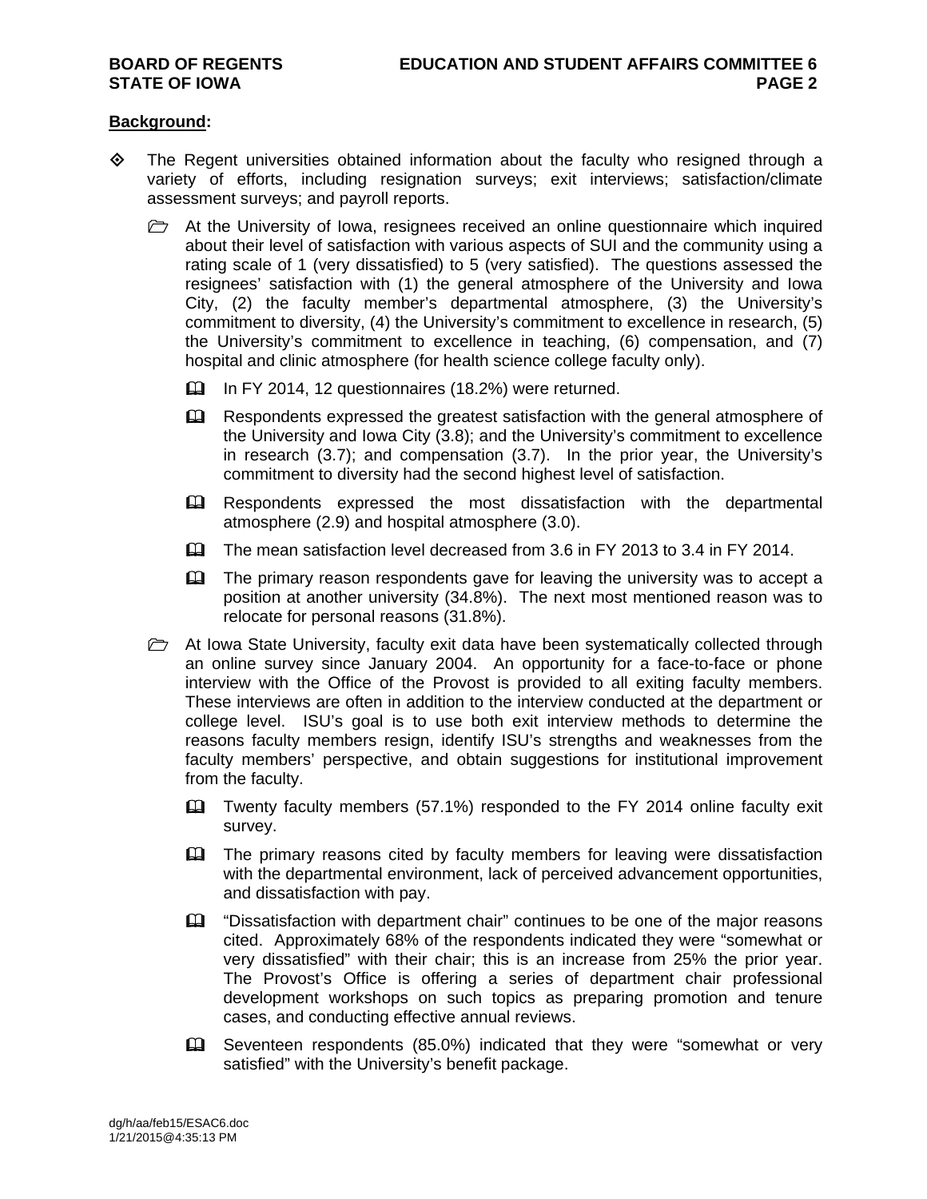**Background:**

- The Regent universities obtained information about the faculty who resigned through a variety of efforts, including resignation surveys; exit interviews; satisfaction/climate assessment surveys; and payroll reports.
  - At the University of Iowa, resignees received an online questionnaire which inquired about their level of satisfaction with various aspects of SUI and the community using a rating scale of 1 (very dissatisfied) to 5 (very satisfied). The questions assessed the resignees' satisfaction with (1) the general atmosphere of the University and Iowa City, (2) the faculty member's departmental atmosphere, (3) the University's commitment to diversity, (4) the University's commitment to excellence in research, (5) the University's commitment to excellence in teaching, (6) compensation, and (7) hospital and clinic atmosphere (for health science college faculty only).
    - In FY 2014, 12 questionnaires (18.2%) were returned.
    - Respondents expressed the greatest satisfaction with the general atmosphere of the University and Iowa City (3.8); and the University's commitment to excellence in research (3.7); and compensation (3.7). In the prior year, the University's commitment to diversity had the second highest level of satisfaction.
    - Respondents expressed the most dissatisfaction with the departmental atmosphere (2.9) and hospital atmosphere (3.0).
    - The mean satisfaction level decreased from 3.6 in FY 2013 to 3.4 in FY 2014.
    - The primary reason respondents gave for leaving the university was to accept a position at another university (34.8%). The next most mentioned reason was to relocate for personal reasons (31.8%).
  - At Iowa State University, faculty exit data have been systematically collected through an online survey since January 2004. An opportunity for a face-to-face or phone interview with the Office of the Provost is provided to all exiting faculty members. These interviews are often in addition to the interview conducted at the department or college level. ISU's goal is to use both exit interview methods to determine the reasons faculty members resign, identify ISU's strengths and weaknesses from the faculty members' perspective, and obtain suggestions for institutional improvement from the faculty.
    - Twenty faculty members (57.1%) responded to the FY 2014 online faculty exit survey.
    - The primary reasons cited by faculty members for leaving were dissatisfaction with the departmental environment, lack of perceived advancement opportunities, and dissatisfaction with pay.
    - "Dissatisfaction with department chair" continues to be one of the major reasons cited. Approximately 68% of the respondents indicated they were "somewhat or very dissatisfied" with their chair; this is an increase from 25% the prior year. The Provost's Office is offering a series of department chair professional development workshops on such topics as preparing promotion and tenure cases, and conducting effective annual reviews.
    - Seventeen respondents (85.0%) indicated that they were "somewhat or very satisfied" with the University's benefit package.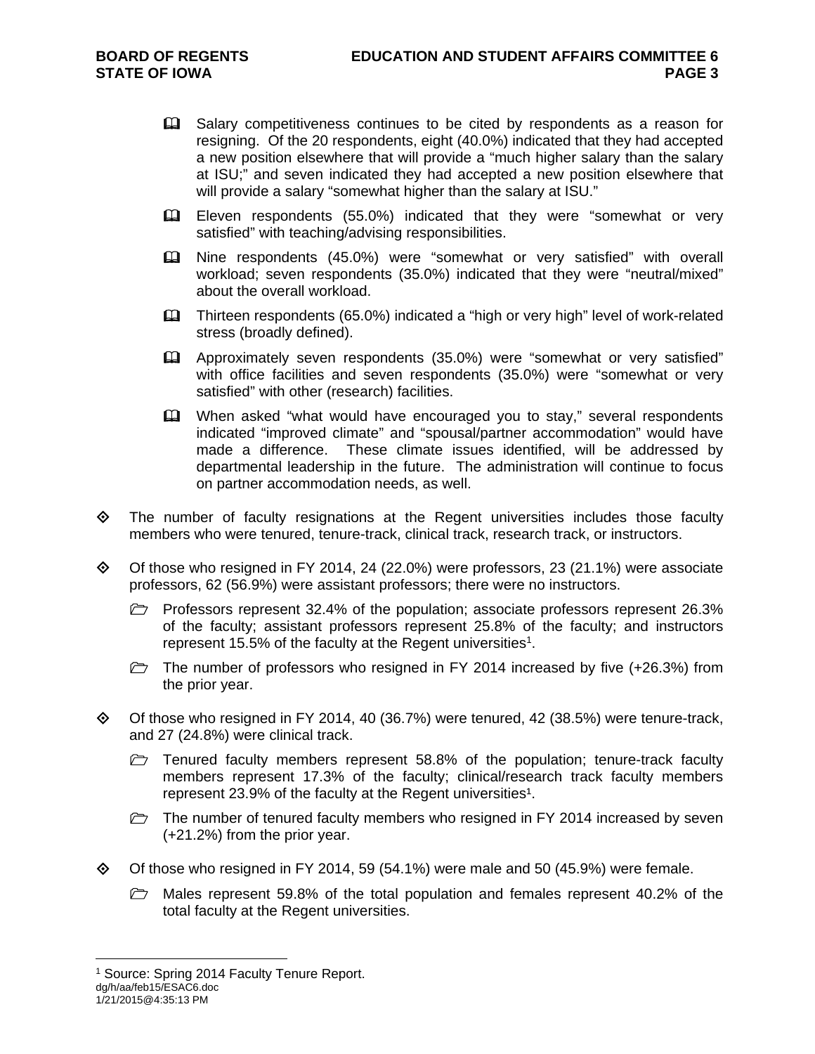- Salary competitiveness continues to be cited by respondents as a reason for resigning. Of the 20 respondents, eight (40.0%) indicated that they had accepted a new position elsewhere that will provide a "much higher salary than the salary at ISU;" and seven indicated they had accepted a new position elsewhere that will provide a salary "somewhat higher than the salary at ISU."
- Eleven respondents (55.0%) indicated that they were "somewhat or very satisfied" with teaching/advising responsibilities.
- Nine respondents (45.0%) were "somewhat or very satisfied" with overall workload; seven respondents (35.0%) indicated that they were "neutral/mixed" about the overall workload.
- Thirteen respondents (65.0%) indicated a "high or very high" level of work-related stress (broadly defined).
- Approximately seven respondents (35.0%) were "somewhat or very satisfied" with office facilities and seven respondents (35.0%) were "somewhat or very satisfied" with other (research) facilities.
- When asked "what would have encouraged you to stay," several respondents indicated "improved climate" and "spousal/partner accommodation" would have made a difference. These climate issues identified, will be addressed by departmental leadership in the future. The administration will continue to focus on partner accommodation needs, as well.

- The number of faculty resignations at the Regent universities includes those faculty members who were tenured, tenure-track, clinical track, research track, or instructors.

- Of those who resigned in FY 2014, 24 (22.0%) were professors, 23 (21.1%) were associate professors, 62 (56.9%) were assistant professors; there were no instructors.
  - Professors represent 32.4% of the population; associate professors represent 26.3% of the faculty; assistant professors represent 25.8% of the faculty; and instructors represent 15.5% of the faculty at the Regent universities[1].
  - The number of professors who resigned in FY 2014 increased by five (+26.3%) from the prior year.

- Of those who resigned in FY 2014, 40 (36.7%) were tenured, 42 (38.5%) were tenure-track, and 27 (24.8%) were clinical track.
  - Tenured faculty members represent 58.8% of the population; tenure-track faculty members represent 17.3% of the faculty; clinical/research track faculty members represent 23.9% of the faculty at the Regent universities[1].
  - The number of tenured faculty members who resigned in FY 2014 increased by seven (+21.2%) from the prior year.

- Of those who resigned in FY 2014, 59 (54.1%) were male and 50 (45.9%) were female.
  - Males represent 59.8% of the total population and females represent 40.2% of the total faculty at the Regent universities.

[1] Source: Spring 2014 Faculty Tenure Report.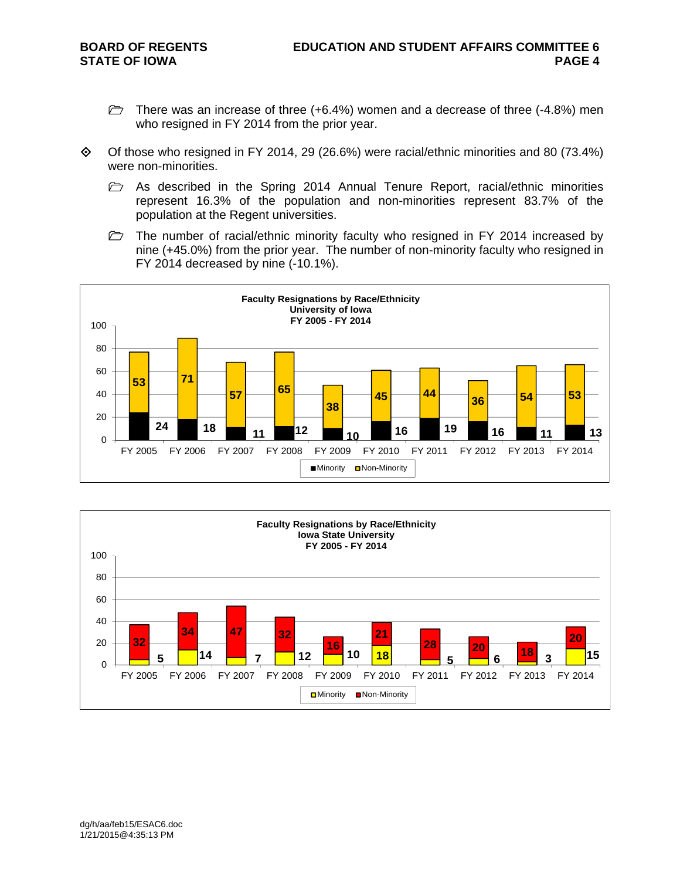- There was an increase of three (+6.4%) women and a decrease of three (-4.8%) men who resigned in FY 2014 from the prior year.

- Of those who resigned in FY 2014, 29 (26.6%) were racial/ethnic minorities and 80 (73.4%) were non-minorities.
  - As described in the Spring 2014 Annual Tenure Report, racial/ethnic minorities represent 16.3% of the population and non-minorities represent 83.7% of the population at the Regent universities.
  - The number of racial/ethnic minority faculty who resigned in FY 2014 increased by nine (+45.0%) from the prior year. The number of non-minority faculty who resigned in FY 2014 decreased by nine (-10.1%).

**Faculty Resignations by Race/Ethnicity**
**University of Iowa**
**FY 2005 - FY 2014**

| | FY 2005 | FY 2006 | FY 2007 | FY 2008 | FY 2009 | FY 2010 | FY 2011 | FY 2012 | FY 2013 | FY 2014 |
|---|---|---|---|---|---|---|---|---|---|---|
| Minority | 24 | 18 | 11 | 12 | 10 | 16 | 19 | 16 | 11 | 13 |
| Non-Minority | 53 | 71 | 57 | 65 | 38 | 45 | 44 | 36 | 54 | 53 |

**Faculty Resignations by Race/Ethnicity**
**Iowa State University**
**FY 2005 - FY 2014**

| | FY 2005 | FY 2006 | FY 2007 | FY 2008 | FY 2009 | FY 2010 | FY 2011 | FY 2012 | FY 2013 | FY 2014 |
|---|---|---|---|---|---|---|---|---|---|---|
| Minority | 5 | 14 | 7 | 12 | 10 | 18 | 5 | 6 | 3 | 15 |
| Non-Minority | 32 | 34 | 47 | 32 | 16 | 21 | 28 | 20 | 18 | 20 |

dg/h/aa/feb15/ESAC6.doc
1/21/2015@4:35:13 PM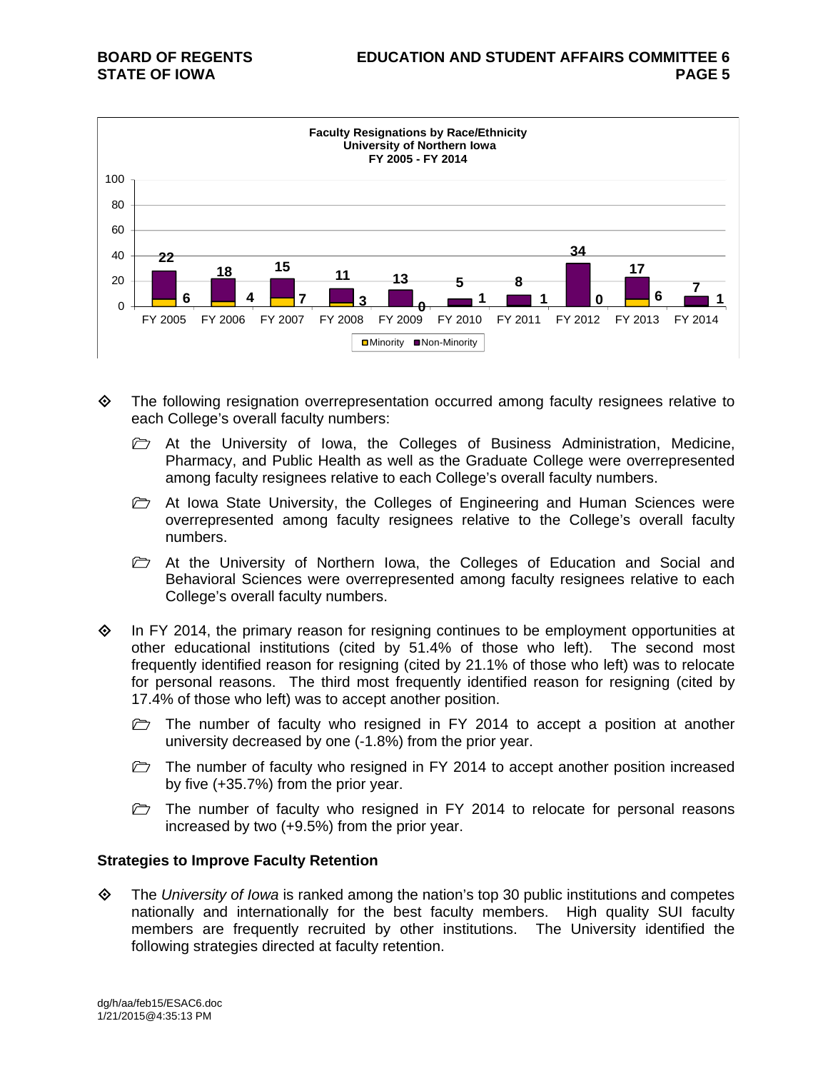**Faculty Resignations by Race/Ethnicity**
**University of Northern Iowa**
**FY 2005 - FY 2014**

| | FY 2005 | FY 2006 | FY 2007 | FY 2008 | FY 2009 | FY 2010 | FY 2011 | FY 2012 | FY 2013 | FY 2014 |
|---|---|---|---|---|---|---|---|---|---|---|
| Minority | 6 | 4 | 7 | 3 | 0 | 1 | 1 | 0 | 6 | 1 |
| Non-Minority | 22 | 18 | 15 | 11 | 13 | 5 | 8 | 34 | 17 | 7 |

- The following resignation overrepresentation occurred among faculty resignees relative to each College's overall faculty numbers:
  - At the University of Iowa, the Colleges of Business Administration, Medicine, Pharmacy, and Public Health as well as the Graduate College were overrepresented among faculty resignees relative to each College's overall faculty numbers.
  - At Iowa State University, the Colleges of Engineering and Human Sciences were overrepresented among faculty resignees relative to the College's overall faculty numbers.
  - At the University of Northern Iowa, the Colleges of Education and Social and Behavioral Sciences were overrepresented among faculty resignees relative to each College's overall faculty numbers.

- In FY 2014, the primary reason for resigning continues to be employment opportunities at other educational institutions (cited by 51.4% of those who left). The second most frequently identified reason for resigning (cited by 21.1% of those who left) was to relocate for personal reasons. The third most frequently identified reason for resigning (cited by 17.4% of those who left) was to accept another position.
  - The number of faculty who resigned in FY 2014 to accept a position at another university decreased by one (-1.8%) from the prior year.
  - The number of faculty who resigned in FY 2014 to accept another position increased by five (+35.7%) from the prior year.
  - The number of faculty who resigned in FY 2014 to relocate for personal reasons increased by two (+9.5%) from the prior year.

**Strategies to Improve Faculty Retention**

- The *University of Iowa* is ranked among the nation's top 30 public institutions and competes nationally and internationally for the best faculty members. High quality SUI faculty members are frequently recruited by other institutions. The University identified the following strategies directed at faculty retention.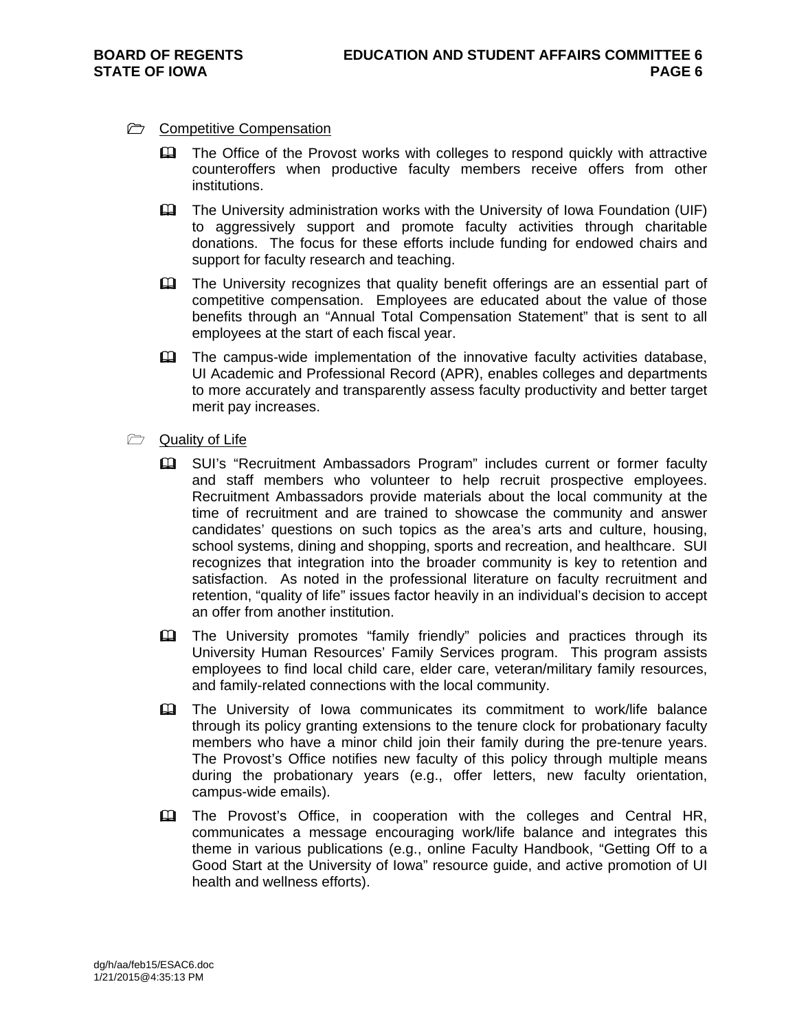- Competitive Compensation

  - The Office of the Provost works with colleges to respond quickly with attractive counteroffers when productive faculty members receive offers from other institutions.

  - The University administration works with the University of Iowa Foundation (UIF) to aggressively support and promote faculty activities through charitable donations. The focus for these efforts include funding for endowed chairs and support for faculty research and teaching.

  - The University recognizes that quality benefit offerings are an essential part of competitive compensation. Employees are educated about the value of those benefits through an "Annual Total Compensation Statement" that is sent to all employees at the start of each fiscal year.

  - The campus-wide implementation of the innovative faculty activities database, UI Academic and Professional Record (APR), enables colleges and departments to more accurately and transparently assess faculty productivity and better target merit pay increases.

- Quality of Life

  - SUI's "Recruitment Ambassadors Program" includes current or former faculty and staff members who volunteer to help recruit prospective employees. Recruitment Ambassadors provide materials about the local community at the time of recruitment and are trained to showcase the community and answer candidates' questions on such topics as the area's arts and culture, housing, school systems, dining and shopping, sports and recreation, and healthcare. SUI recognizes that integration into the broader community is key to retention and satisfaction. As noted in the professional literature on faculty recruitment and retention, "quality of life" issues factor heavily in an individual's decision to accept an offer from another institution.

  - The University promotes "family friendly" policies and practices through its University Human Resources' Family Services program. This program assists employees to find local child care, elder care, veteran/military family resources, and family-related connections with the local community.

  - The University of Iowa communicates its commitment to work/life balance through its policy granting extensions to the tenure clock for probationary faculty members who have a minor child join their family during the pre-tenure years. The Provost's Office notifies new faculty of this policy through multiple means during the probationary years (e.g., offer letters, new faculty orientation, campus-wide emails).

  - The Provost's Office, in cooperation with the colleges and Central HR, communicates a message encouraging work/life balance and integrates this theme in various publications (e.g., online Faculty Handbook, "Getting Off to a Good Start at the University of Iowa" resource guide, and active promotion of UI health and wellness efforts).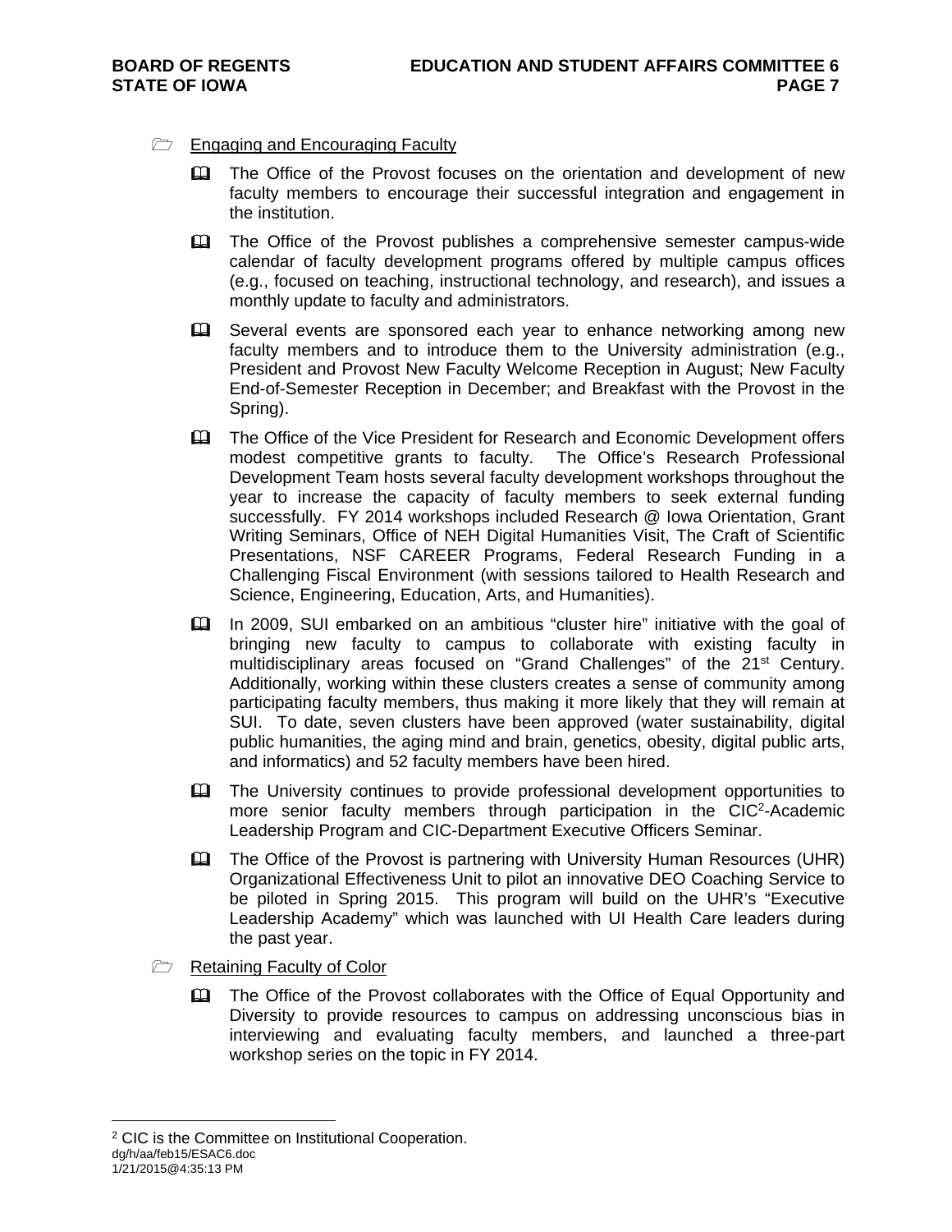- <u>Engaging and Encouraging Faculty</u>

  - The Office of the Provost focuses on the orientation and development of new faculty members to encourage their successful integration and engagement in the institution.

  - The Office of the Provost publishes a comprehensive semester campus-wide calendar of faculty development programs offered by multiple campus offices (e.g., focused on teaching, instructional technology, and research), and issues a monthly update to faculty and administrators.

  - Several events are sponsored each year to enhance networking among new faculty members and to introduce them to the University administration (e.g., President and Provost New Faculty Welcome Reception in August; New Faculty End-of-Semester Reception in December; and Breakfast with the Provost in the Spring).

  - The Office of the Vice President for Research and Economic Development offers modest competitive grants to faculty. The Office's Research Professional Development Team hosts several faculty development workshops throughout the year to increase the capacity of faculty members to seek external funding successfully. FY 2014 workshops included Research @ Iowa Orientation, Grant Writing Seminars, Office of NEH Digital Humanities Visit, The Craft of Scientific Presentations, NSF CAREER Programs, Federal Research Funding in a Challenging Fiscal Environment (with sessions tailored to Health Research and Science, Engineering, Education, Arts, and Humanities).

  - In 2009, SUI embarked on an ambitious "cluster hire" initiative with the goal of bringing new faculty to campus to collaborate with existing faculty in multidisciplinary areas focused on "Grand Challenges" of the 21st Century. Additionally, working within these clusters creates a sense of community among participating faculty members, thus making it more likely that they will remain at SUI. To date, seven clusters have been approved (water sustainability, digital public humanities, the aging mind and brain, genetics, obesity, digital public arts, and informatics) and 52 faculty members have been hired.

  - The University continues to provide professional development opportunities to more senior faculty members through participation in the CIC[2]-Academic Leadership Program and CIC-Department Executive Officers Seminar.

  - The Office of the Provost is partnering with University Human Resources (UHR) Organizational Effectiveness Unit to pilot an innovative DEO Coaching Service to be piloted in Spring 2015. This program will build on the UHR's "Executive Leadership Academy" which was launched with UI Health Care leaders during the past year.

- <u>Retaining Faculty of Color</u>

  - The Office of the Provost collaborates with the Office of Equal Opportunity and Diversity to provide resources to campus on addressing unconscious bias in interviewing and evaluating faculty members, and launched a three-part workshop series on the topic in FY 2014.

---

[2] CIC is the Committee on Institutional Cooperation.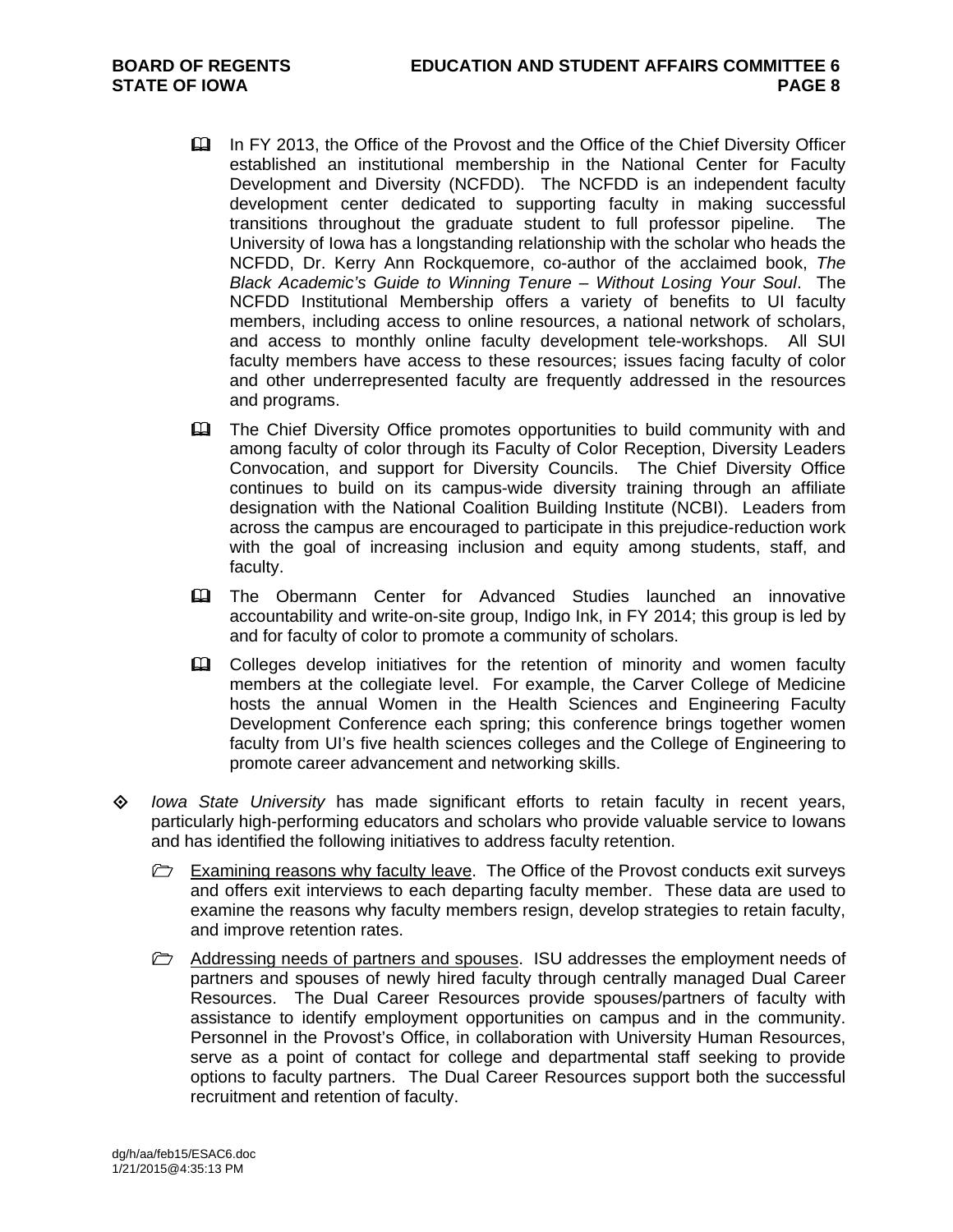- In FY 2013, the Office of the Provost and the Office of the Chief Diversity Officer established an institutional membership in the National Center for Faculty Development and Diversity (NCFDD). The NCFDD is an independent faculty development center dedicated to supporting faculty in making successful transitions throughout the graduate student to full professor pipeline. The University of Iowa has a longstanding relationship with the scholar who heads the NCFDD, Dr. Kerry Ann Rockquemore, co-author of the acclaimed book, *The Black Academic's Guide to Winning Tenure – Without Losing Your Soul*. The NCFDD Institutional Membership offers a variety of benefits to UI faculty members, including access to online resources, a national network of scholars, and access to monthly online faculty development tele-workshops. All SUI faculty members have access to these resources; issues facing faculty of color and other underrepresented faculty are frequently addressed in the resources and programs.
- The Chief Diversity Office promotes opportunities to build community with and among faculty of color through its Faculty of Color Reception, Diversity Leaders Convocation, and support for Diversity Councils. The Chief Diversity Office continues to build on its campus-wide diversity training through an affiliate designation with the National Coalition Building Institute (NCBI). Leaders from across the campus are encouraged to participate in this prejudice-reduction work with the goal of increasing inclusion and equity among students, staff, and faculty.
- The Obermann Center for Advanced Studies launched an innovative accountability and write-on-site group, Indigo Ink, in FY 2014; this group is led by and for faculty of color to promote a community of scholars.
- Colleges develop initiatives for the retention of minority and women faculty members at the collegiate level. For example, the Carver College of Medicine hosts the annual Women in the Health Sciences and Engineering Faculty Development Conference each spring; this conference brings together women faculty from UI's five health sciences colleges and the College of Engineering to promote career advancement and networking skills.

- *Iowa State University* has made significant efforts to retain faculty in recent years, particularly high-performing educators and scholars who provide valuable service to Iowans and has identified the following initiatives to address faculty retention.
  - Examining reasons why faculty leave. The Office of the Provost conducts exit surveys and offers exit interviews to each departing faculty member. These data are used to examine the reasons why faculty members resign, develop strategies to retain faculty, and improve retention rates.
  - Addressing needs of partners and spouses. ISU addresses the employment needs of partners and spouses of newly hired faculty through centrally managed Dual Career Resources. The Dual Career Resources provide spouses/partners of faculty with assistance to identify employment opportunities on campus and in the community. Personnel in the Provost's Office, in collaboration with University Human Resources, serve as a point of contact for college and departmental staff seeking to provide options to faculty partners. The Dual Career Resources support both the successful recruitment and retention of faculty.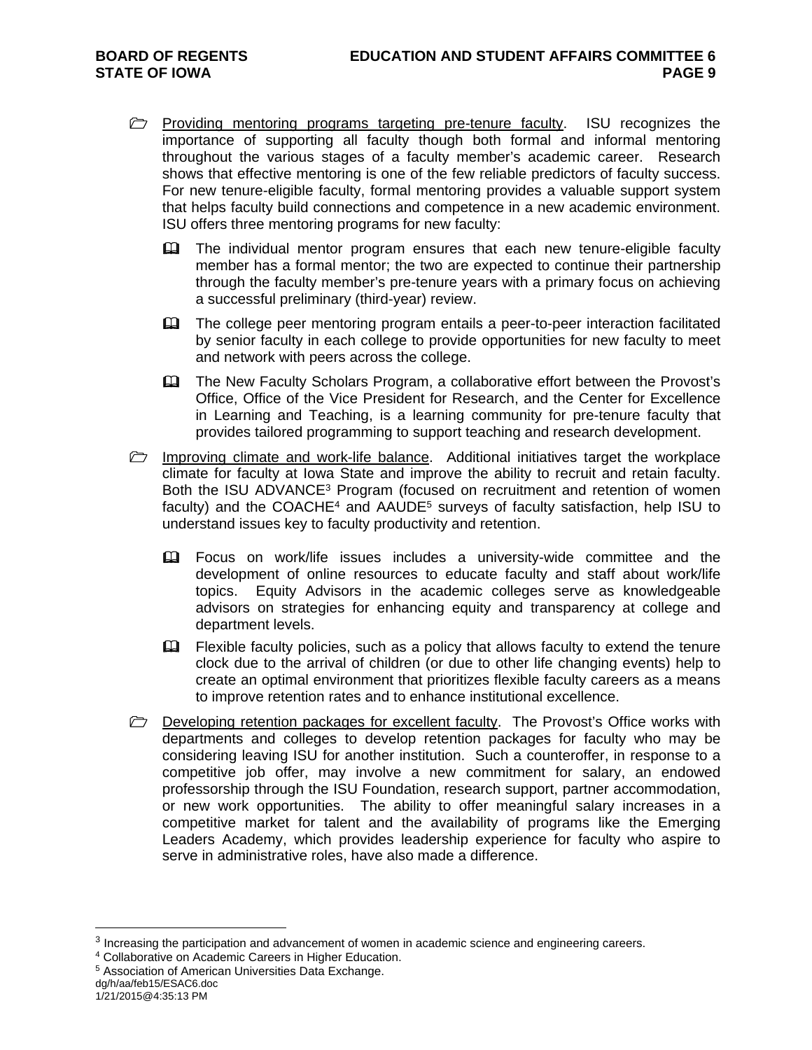- <u>Providing mentoring programs targeting pre-tenure faculty</u>. ISU recognizes the importance of supporting all faculty though both formal and informal mentoring throughout the various stages of a faculty member's academic career. Research shows that effective mentoring is one of the few reliable predictors of faculty success. For new tenure-eligible faculty, formal mentoring provides a valuable support system that helps faculty build connections and competence in a new academic environment. ISU offers three mentoring programs for new faculty:

  - The individual mentor program ensures that each new tenure-eligible faculty member has a formal mentor; the two are expected to continue their partnership through the faculty member's pre-tenure years with a primary focus on achieving a successful preliminary (third-year) review.
  - The college peer mentoring program entails a peer-to-peer interaction facilitated by senior faculty in each college to provide opportunities for new faculty to meet and network with peers across the college.
  - The New Faculty Scholars Program, a collaborative effort between the Provost's Office, Office of the Vice President for Research, and the Center for Excellence in Learning and Teaching, is a learning community for pre-tenure faculty that provides tailored programming to support teaching and research development.

- <u>Improving climate and work-life balance</u>. Additional initiatives target the workplace climate for faculty at Iowa State and improve the ability to recruit and retain faculty. Both the ISU ADVANCE[3] Program (focused on recruitment and retention of women faculty) and the COACHE[4] and AAUDE[5] surveys of faculty satisfaction, help ISU to understand issues key to faculty productivity and retention.

  - Focus on work/life issues includes a university-wide committee and the development of online resources to educate faculty and staff about work/life topics. Equity Advisors in the academic colleges serve as knowledgeable advisors on strategies for enhancing equity and transparency at college and department levels.
  - Flexible faculty policies, such as a policy that allows faculty to extend the tenure clock due to the arrival of children (or due to other life changing events) help to create an optimal environment that prioritizes flexible faculty careers as a means to improve retention rates and to enhance institutional excellence.

- <u>Developing retention packages for excellent faculty</u>. The Provost's Office works with departments and colleges to develop retention packages for faculty who may be considering leaving ISU for another institution. Such a counteroffer, in response to a competitive job offer, may involve a new commitment for salary, an endowed professorship through the ISU Foundation, research support, partner accommodation, or new work opportunities. The ability to offer meaningful salary increases in a competitive market for talent and the availability of programs like the Emerging Leaders Academy, which provides leadership experience for faculty who aspire to serve in administrative roles, have also made a difference.

---

[3] Increasing the participation and advancement of women in academic science and engineering careers.
[4] Collaborative on Academic Careers in Higher Education.
[5] Association of American Universities Data Exchange.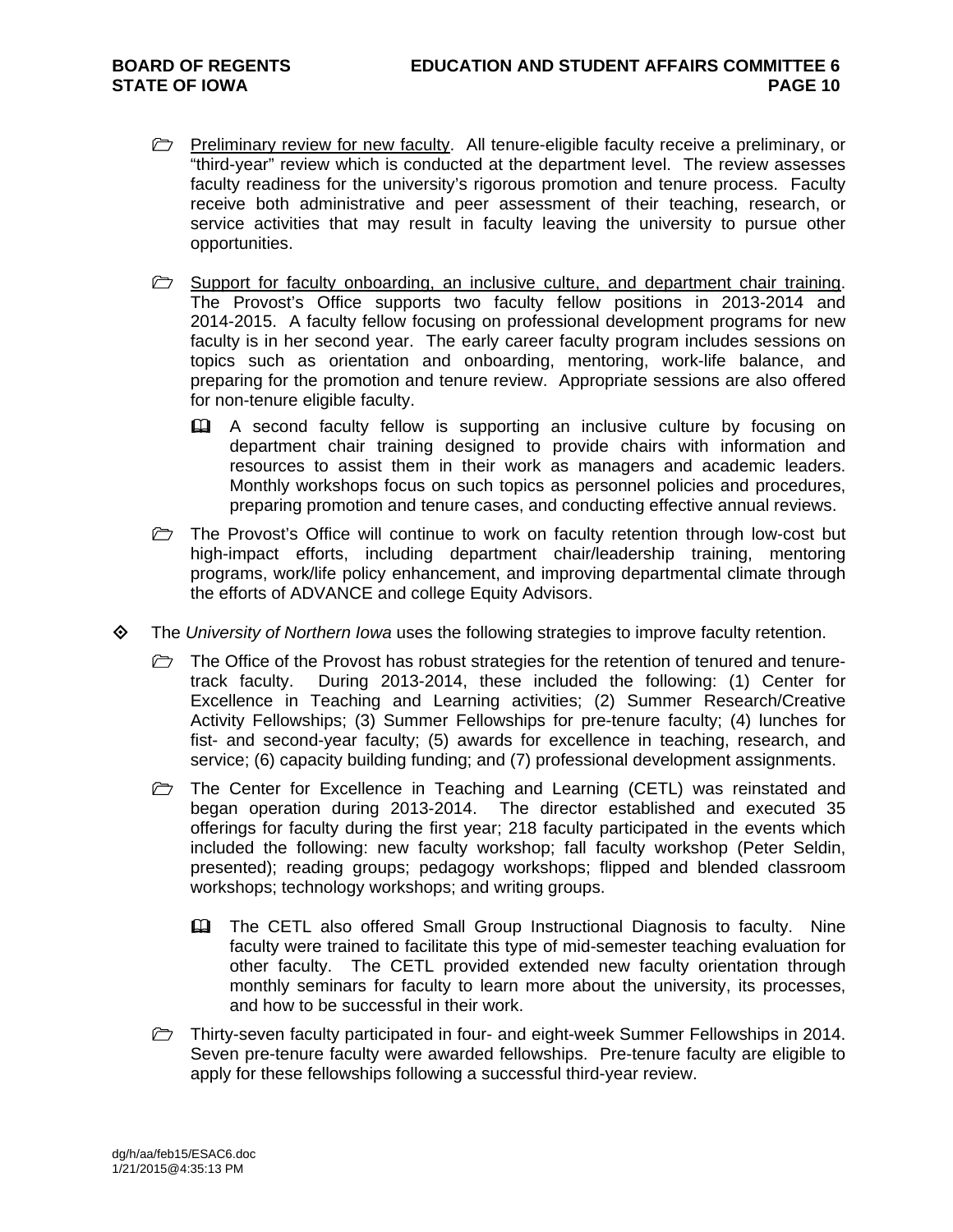- Preliminary review for new faculty. All tenure-eligible faculty receive a preliminary, or "third-year" review which is conducted at the department level. The review assesses faculty readiness for the university's rigorous promotion and tenure process. Faculty receive both administrative and peer assessment of their teaching, research, or service activities that may result in faculty leaving the university to pursue other opportunities.

- Support for faculty onboarding, an inclusive culture, and department chair training. The Provost's Office supports two faculty fellow positions in 2013-2014 and 2014-2015. A faculty fellow focusing on professional development programs for new faculty is in her second year. The early career faculty program includes sessions on topics such as orientation and onboarding, mentoring, work-life balance, and preparing for the promotion and tenure review. Appropriate sessions are also offered for non-tenure eligible faculty.

  - A second faculty fellow is supporting an inclusive culture by focusing on department chair training designed to provide chairs with information and resources to assist them in their work as managers and academic leaders. Monthly workshops focus on such topics as personnel policies and procedures, preparing promotion and tenure cases, and conducting effective annual reviews.

- The Provost's Office will continue to work on faculty retention through low-cost but high-impact efforts, including department chair/leadership training, mentoring programs, work/life policy enhancement, and improving departmental climate through the efforts of ADVANCE and college Equity Advisors.

- The *University of Northern Iowa* uses the following strategies to improve faculty retention.

  - The Office of the Provost has robust strategies for the retention of tenured and tenure-track faculty. During 2013-2014, these included the following: (1) Center for Excellence in Teaching and Learning activities; (2) Summer Research/Creative Activity Fellowships; (3) Summer Fellowships for pre-tenure faculty; (4) lunches for fist- and second-year faculty; (5) awards for excellence in teaching, research, and service; (6) capacity building funding; and (7) professional development assignments.

  - The Center for Excellence in Teaching and Learning (CETL) was reinstated and began operation during 2013-2014. The director established and executed 35 offerings for faculty during the first year; 218 faculty participated in the events which included the following: new faculty workshop; fall faculty workshop (Peter Seldin, presented); reading groups; pedagogy workshops; flipped and blended classroom workshops; technology workshops; and writing groups.

    - The CETL also offered Small Group Instructional Diagnosis to faculty. Nine faculty were trained to facilitate this type of mid-semester teaching evaluation for other faculty. The CETL provided extended new faculty orientation through monthly seminars for faculty to learn more about the university, its processes, and how to be successful in their work.

  - Thirty-seven faculty participated in four- and eight-week Summer Fellowships in 2014. Seven pre-tenure faculty were awarded fellowships. Pre-tenure faculty are eligible to apply for these fellowships following a successful third-year review.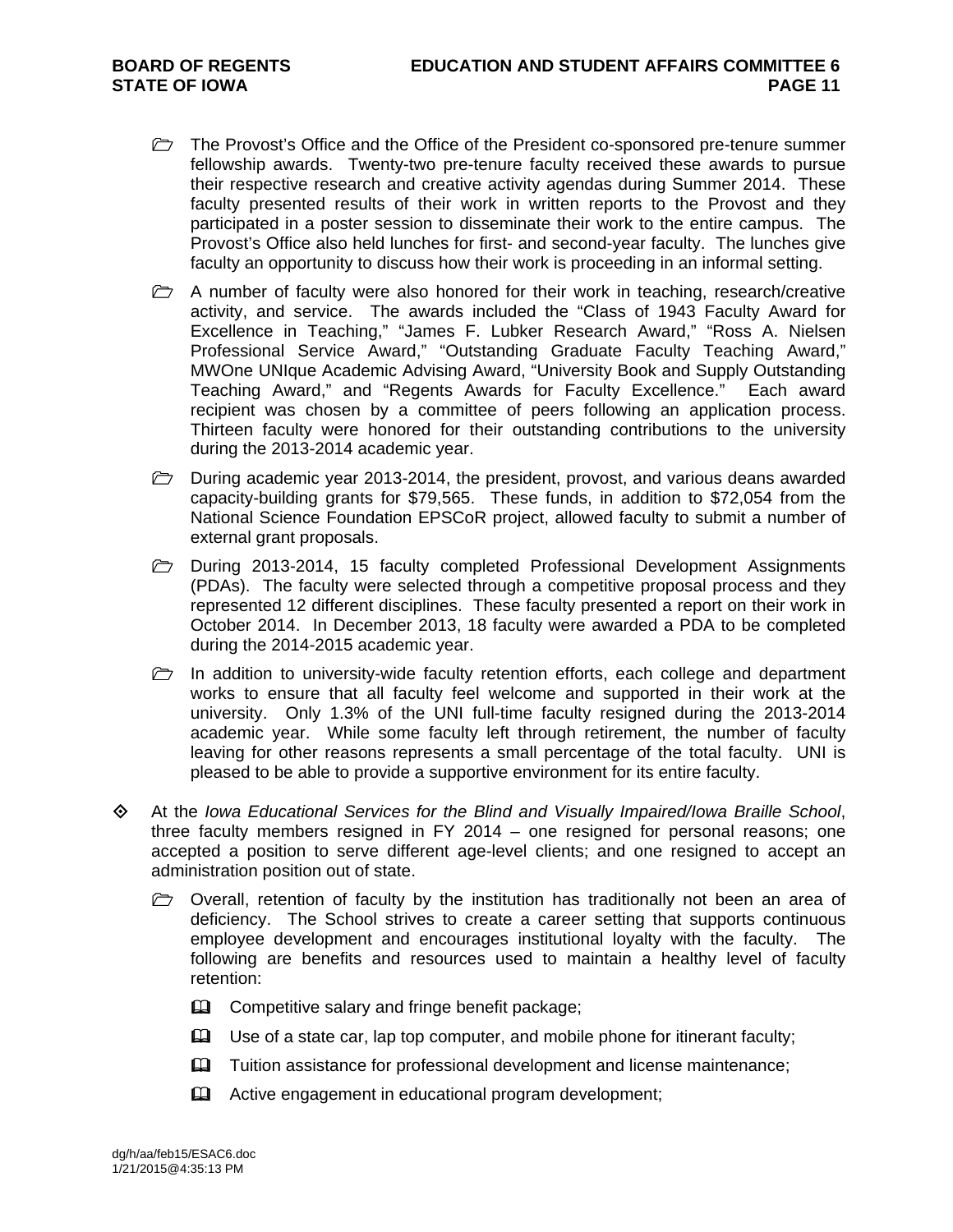- The Provost's Office and the Office of the President co-sponsored pre-tenure summer fellowship awards. Twenty-two pre-tenure faculty received these awards to pursue their respective research and creative activity agendas during Summer 2014. These faculty presented results of their work in written reports to the Provost and they participated in a poster session to disseminate their work to the entire campus. The Provost's Office also held lunches for first- and second-year faculty. The lunches give faculty an opportunity to discuss how their work is proceeding in an informal setting.

- A number of faculty were also honored for their work in teaching, research/creative activity, and service. The awards included the "Class of 1943 Faculty Award for Excellence in Teaching," "James F. Lubker Research Award," "Ross A. Nielsen Professional Service Award," "Outstanding Graduate Faculty Teaching Award," MWOne UNIque Academic Advising Award, "University Book and Supply Outstanding Teaching Award," and "Regents Awards for Faculty Excellence." Each award recipient was chosen by a committee of peers following an application process. Thirteen faculty were honored for their outstanding contributions to the university during the 2013-2014 academic year.

- During academic year 2013-2014, the president, provost, and various deans awarded capacity-building grants for $79,565. These funds, in addition to $72,054 from the National Science Foundation EPSCoR project, allowed faculty to submit a number of external grant proposals.

- During 2013-2014, 15 faculty completed Professional Development Assignments (PDAs). The faculty were selected through a competitive proposal process and they represented 12 different disciplines. These faculty presented a report on their work in October 2014. In December 2013, 18 faculty were awarded a PDA to be completed during the 2014-2015 academic year.

- In addition to university-wide faculty retention efforts, each college and department works to ensure that all faculty feel welcome and supported in their work at the university. Only 1.3% of the UNI full-time faculty resigned during the 2013-2014 academic year. While some faculty left through retirement, the number of faculty leaving for other reasons represents a small percentage of the total faculty. UNI is pleased to be able to provide a supportive environment for its entire faculty.

- At the *Iowa Educational Services for the Blind and Visually Impaired/Iowa Braille School*, three faculty members resigned in FY 2014 – one resigned for personal reasons; one accepted a position to serve different age-level clients; and one resigned to accept an administration position out of state.

  - Overall, retention of faculty by the institution has traditionally not been an area of deficiency. The School strives to create a career setting that supports continuous employee development and encourages institutional loyalty with the faculty. The following are benefits and resources used to maintain a healthy level of faculty retention:

    - Competitive salary and fringe benefit package;
    - Use of a state car, lap top computer, and mobile phone for itinerant faculty;
    - Tuition assistance for professional development and license maintenance;
    - Active engagement in educational program development;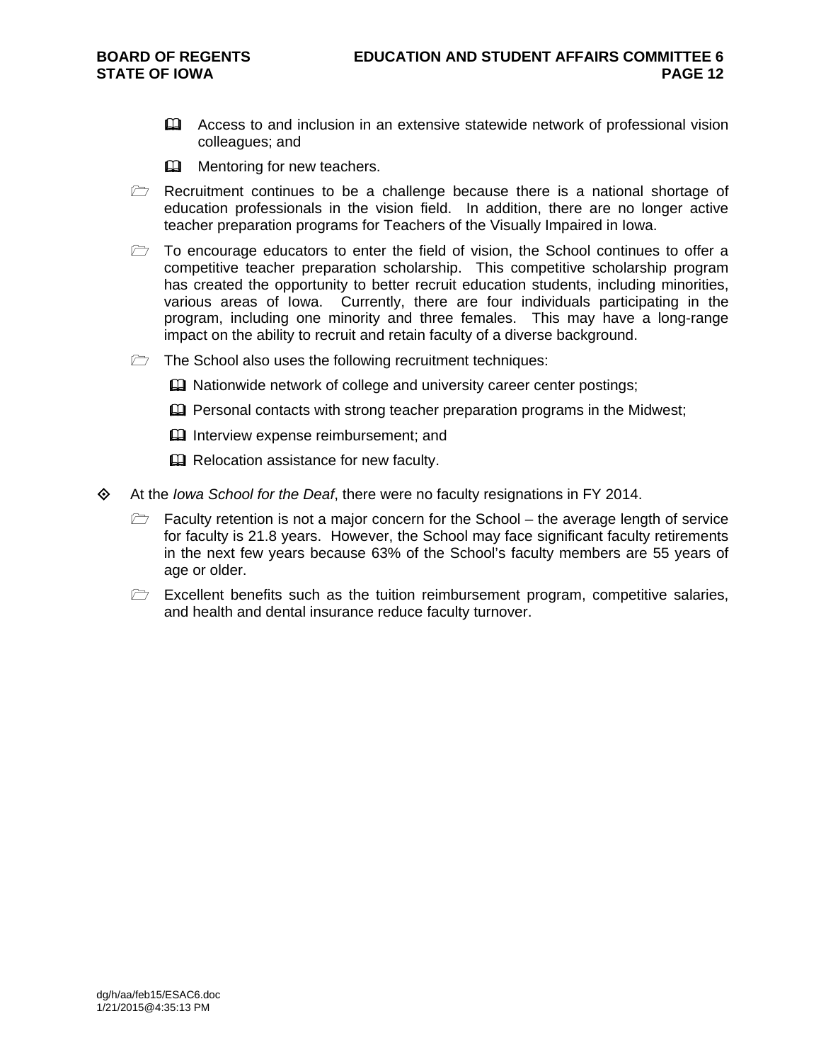- Access to and inclusion in an extensive statewide network of professional vision colleagues; and
    - Mentoring for new teachers.
  - Recruitment continues to be a challenge because there is a national shortage of education professionals in the vision field. In addition, there are no longer active teacher preparation programs for Teachers of the Visually Impaired in Iowa.
  - To encourage educators to enter the field of vision, the School continues to offer a competitive teacher preparation scholarship. This competitive scholarship program has created the opportunity to better recruit education students, including minorities, various areas of Iowa. Currently, there are four individuals participating in the program, including one minority and three females. This may have a long-range impact on the ability to recruit and retain faculty of a diverse background.
  - The School also uses the following recruitment techniques:
    - Nationwide network of college and university career center postings;
    - Personal contacts with strong teacher preparation programs in the Midwest;
    - Interview expense reimbursement; and
    - Relocation assistance for new faculty.

- At the *Iowa School for the Deaf*, there were no faculty resignations in FY 2014.
  - Faculty retention is not a major concern for the School – the average length of service for faculty is 21.8 years. However, the School may face significant faculty retirements in the next few years because 63% of the School's faculty members are 55 years of age or older.
  - Excellent benefits such as the tuition reimbursement program, competitive salaries, and health and dental insurance reduce faculty turnover.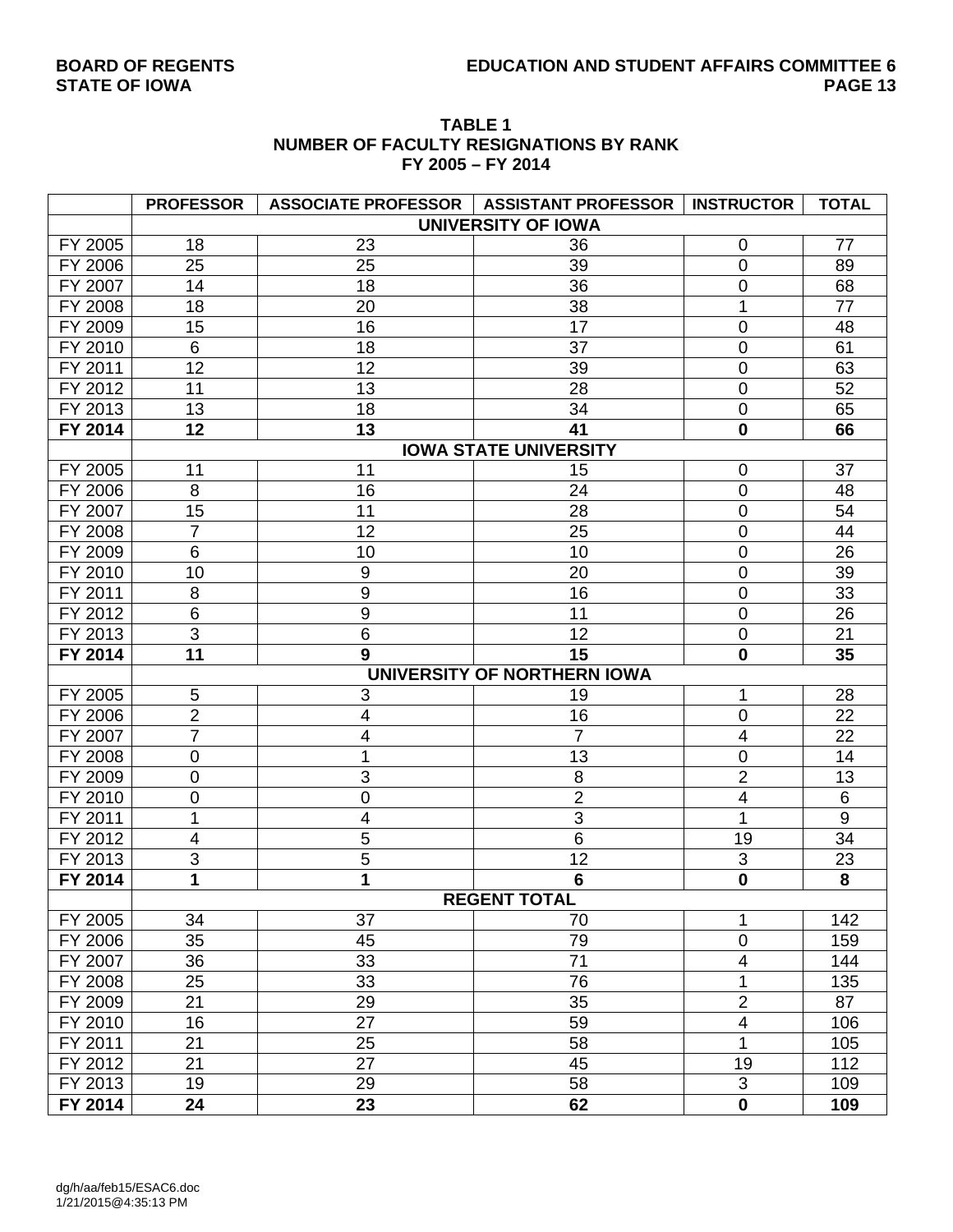**TABLE 1**
**NUMBER OF FACULTY RESIGNATIONS BY RANK**
**FY 2005 – FY 2014**

| | PROFESSOR | ASSOCIATE PROFESSOR | ASSISTANT PROFESSOR | INSTRUCTOR | TOTAL |
|---|---|---|---|---|---|
| | | | **UNIVERSITY OF IOWA** | | |
| FY 2005 | 18 | 23 | 36 | 0 | 77 |
| FY 2006 | 25 | 25 | 39 | 0 | 89 |
| FY 2007 | 14 | 18 | 36 | 0 | 68 |
| FY 2008 | 18 | 20 | 38 | 1 | 77 |
| FY 2009 | 15 | 16 | 17 | 0 | 48 |
| FY 2010 | 6 | 18 | 37 | 0 | 61 |
| FY 2011 | 12 | 12 | 39 | 0 | 63 |
| FY 2012 | 11 | 13 | 28 | 0 | 52 |
| FY 2013 | 13 | 18 | 34 | 0 | 65 |
| **FY 2014** | **12** | **13** | **41** | **0** | **66** |
| | | | **IOWA STATE UNIVERSITY** | | |
| FY 2005 | 11 | 11 | 15 | 0 | 37 |
| FY 2006 | 8 | 16 | 24 | 0 | 48 |
| FY 2007 | 15 | 11 | 28 | 0 | 54 |
| FY 2008 | 7 | 12 | 25 | 0 | 44 |
| FY 2009 | 6 | 10 | 10 | 0 | 26 |
| FY 2010 | 10 | 9 | 20 | 0 | 39 |
| FY 2011 | 8 | 9 | 16 | 0 | 33 |
| FY 2012 | 6 | 9 | 11 | 0 | 26 |
| FY 2013 | 3 | 6 | 12 | 0 | 21 |
| **FY 2014** | **11** | **9** | **15** | **0** | **35** |
| | | | **UNIVERSITY OF NORTHERN IOWA** | | |
| FY 2005 | 5 | 3 | 19 | 1 | 28 |
| FY 2006 | 2 | 4 | 16 | 0 | 22 |
| FY 2007 | 7 | 4 | 7 | 4 | 22 |
| FY 2008 | 0 | 1 | 13 | 0 | 14 |
| FY 2009 | 0 | 3 | 8 | 2 | 13 |
| FY 2010 | 0 | 0 | 2 | 4 | 6 |
| FY 2011 | 1 | 4 | 3 | 1 | 9 |
| FY 2012 | 4 | 5 | 6 | 19 | 34 |
| FY 2013 | 3 | 5 | 12 | 3 | 23 |
| **FY 2014** | **1** | **1** | **6** | **0** | **8** |
| | | | **REGENT TOTAL** | | |
| FY 2005 | 34 | 37 | 70 | 1 | 142 |
| FY 2006 | 35 | 45 | 79 | 0 | 159 |
| FY 2007 | 36 | 33 | 71 | 4 | 144 |
| FY 2008 | 25 | 33 | 76 | 1 | 135 |
| FY 2009 | 21 | 29 | 35 | 2 | 87 |
| FY 2010 | 16 | 27 | 59 | 4 | 106 |
| FY 2011 | 21 | 25 | 58 | 1 | 105 |
| FY 2012 | 21 | 27 | 45 | 19 | 112 |
| FY 2013 | 19 | 29 | 58 | 3 | 109 |
| **FY 2014** | **24** | **23** | **62** | **0** | **109** |

dg/h/aa/feb15/ESAC6.doc
1/21/2015@4:35:13 PM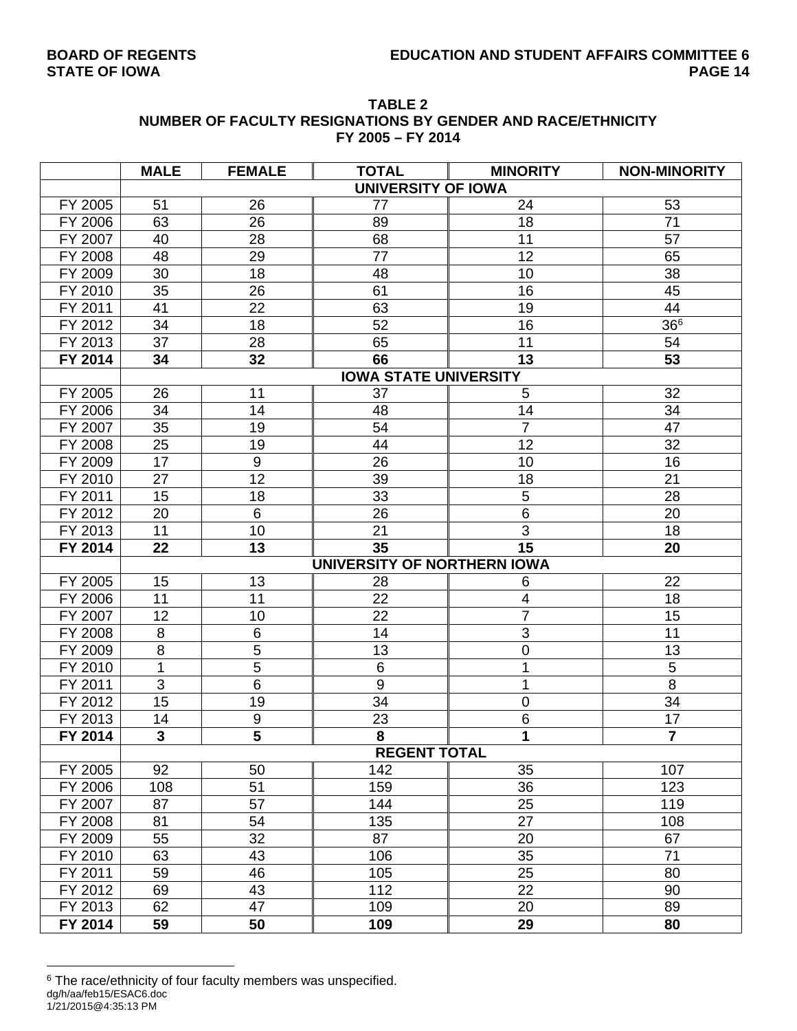**TABLE 2**
**NUMBER OF FACULTY RESIGNATIONS BY GENDER AND RACE/ETHNICITY**
**FY 2005 – FY 2014**

| | MALE | FEMALE | TOTAL | MINORITY | NON-MINORITY |
|---|---|---|---|---|---|
| | **UNIVERSITY OF IOWA** | | | | |
| FY 2005 | 51 | 26 | 77 | 24 | 53 |
| FY 2006 | 63 | 26 | 89 | 18 | 71 |
| FY 2007 | 40 | 28 | 68 | 11 | 57 |
| FY 2008 | 48 | 29 | 77 | 12 | 65 |
| FY 2009 | 30 | 18 | 48 | 10 | 38 |
| FY 2010 | 35 | 26 | 61 | 16 | 45 |
| FY 2011 | 41 | 22 | 63 | 19 | 44 |
| FY 2012 | 34 | 18 | 52 | 16 | 36[6] |
| FY 2013 | 37 | 28 | 65 | 11 | 54 |
| **FY 2014** | **34** | **32** | **66** | **13** | **53** |
| | **IOWA STATE UNIVERSITY** | | | | |
| FY 2005 | 26 | 11 | 37 | 5 | 32 |
| FY 2006 | 34 | 14 | 48 | 14 | 34 |
| FY 2007 | 35 | 19 | 54 | 7 | 47 |
| FY 2008 | 25 | 19 | 44 | 12 | 32 |
| FY 2009 | 17 | 9 | 26 | 10 | 16 |
| FY 2010 | 27 | 12 | 39 | 18 | 21 |
| FY 2011 | 15 | 18 | 33 | 5 | 28 |
| FY 2012 | 20 | 6 | 26 | 6 | 20 |
| FY 2013 | 11 | 10 | 21 | 3 | 18 |
| **FY 2014** | **22** | **13** | **35** | **15** | **20** |
| | **UNIVERSITY OF NORTHERN IOWA** | | | | |
| FY 2005 | 15 | 13 | 28 | 6 | 22 |
| FY 2006 | 11 | 11 | 22 | 4 | 18 |
| FY 2007 | 12 | 10 | 22 | 7 | 15 |
| FY 2008 | 8 | 6 | 14 | 3 | 11 |
| FY 2009 | 8 | 5 | 13 | 0 | 13 |
| FY 2010 | 1 | 5 | 6 | 1 | 5 |
| FY 2011 | 3 | 6 | 9 | 1 | 8 |
| FY 2012 | 15 | 19 | 34 | 0 | 34 |
| FY 2013 | 14 | 9 | 23 | 6 | 17 |
| **FY 2014** | **3** | **5** | **8** | **1** | **7** |
| | **REGENT TOTAL** | | | | |
| FY 2005 | 92 | 50 | 142 | 35 | 107 |
| FY 2006 | 108 | 51 | 159 | 36 | 123 |
| FY 2007 | 87 | 57 | 144 | 25 | 119 |
| FY 2008 | 81 | 54 | 135 | 27 | 108 |
| FY 2009 | 55 | 32 | 87 | 20 | 67 |
| FY 2010 | 63 | 43 | 106 | 35 | 71 |
| FY 2011 | 59 | 46 | 105 | 25 | 80 |
| FY 2012 | 69 | 43 | 112 | 22 | 90 |
| FY 2013 | 62 | 47 | 109 | 20 | 89 |
| **FY 2014** | **59** | **50** | **109** | **29** | **80** |

[6] The race/ethnicity of four faculty members was unspecified.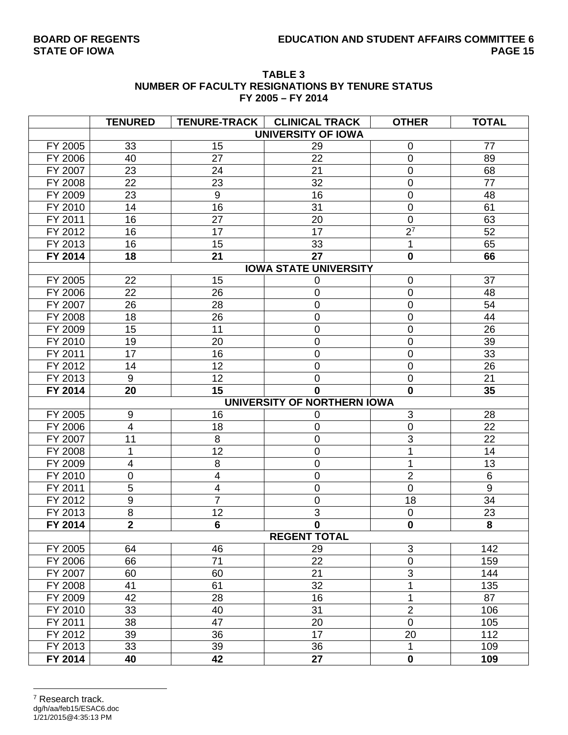**TABLE 3**
**NUMBER OF FACULTY RESIGNATIONS BY TENURE STATUS**
**FY 2005 – FY 2014**

| | TENURED | TENURE-TRACK | CLINICAL TRACK | OTHER | TOTAL |
|---|---|---|---|---|---|
| | **UNIVERSITY OF IOWA** | | | | |
| FY 2005 | 33 | 15 | 29 | 0 | 77 |
| FY 2006 | 40 | 27 | 22 | 0 | 89 |
| FY 2007 | 23 | 24 | 21 | 0 | 68 |
| FY 2008 | 22 | 23 | 32 | 0 | 77 |
| FY 2009 | 23 | 9 | 16 | 0 | 48 |
| FY 2010 | 14 | 16 | 31 | 0 | 61 |
| FY 2011 | 16 | 27 | 20 | 0 | 63 |
| FY 2012 | 16 | 17 | 17 | 2[7] | 52 |
| FY 2013 | 16 | 15 | 33 | 1 | 65 |
| **FY 2014** | **18** | **21** | **27** | **0** | **66** |
| | **IOWA STATE UNIVERSITY** | | | | |
| FY 2005 | 22 | 15 | 0 | 0 | 37 |
| FY 2006 | 22 | 26 | 0 | 0 | 48 |
| FY 2007 | 26 | 28 | 0 | 0 | 54 |
| FY 2008 | 18 | 26 | 0 | 0 | 44 |
| FY 2009 | 15 | 11 | 0 | 0 | 26 |
| FY 2010 | 19 | 20 | 0 | 0 | 39 |
| FY 2011 | 17 | 16 | 0 | 0 | 33 |
| FY 2012 | 14 | 12 | 0 | 0 | 26 |
| FY 2013 | 9 | 12 | 0 | 0 | 21 |
| **FY 2014** | **20** | **15** | **0** | **0** | **35** |
| | **UNIVERSITY OF NORTHERN IOWA** | | | | |
| FY 2005 | 9 | 16 | 0 | 3 | 28 |
| FY 2006 | 4 | 18 | 0 | 0 | 22 |
| FY 2007 | 11 | 8 | 0 | 3 | 22 |
| FY 2008 | 1 | 12 | 0 | 1 | 14 |
| FY 2009 | 4 | 8 | 0 | 1 | 13 |
| FY 2010 | 0 | 4 | 0 | 2 | 6 |
| FY 2011 | 5 | 4 | 0 | 0 | 9 |
| FY 2012 | 9 | 7 | 0 | 18 | 34 |
| FY 2013 | 8 | 12 | 3 | 0 | 23 |
| **FY 2014** | **2** | **6** | **0** | **0** | **8** |
| | **REGENT TOTAL** | | | | |
| FY 2005 | 64 | 46 | 29 | 3 | 142 |
| FY 2006 | 66 | 71 | 22 | 0 | 159 |
| FY 2007 | 60 | 60 | 21 | 3 | 144 |
| FY 2008 | 41 | 61 | 32 | 1 | 135 |
| FY 2009 | 42 | 28 | 16 | 1 | 87 |
| FY 2010 | 33 | 40 | 31 | 2 | 106 |
| FY 2011 | 38 | 47 | 20 | 0 | 105 |
| FY 2012 | 39 | 36 | 17 | 20 | 112 |
| FY 2013 | 33 | 39 | 36 | 1 | 109 |
| **FY 2014** | **40** | **42** | **27** | **0** | **109** |

[7] Research track.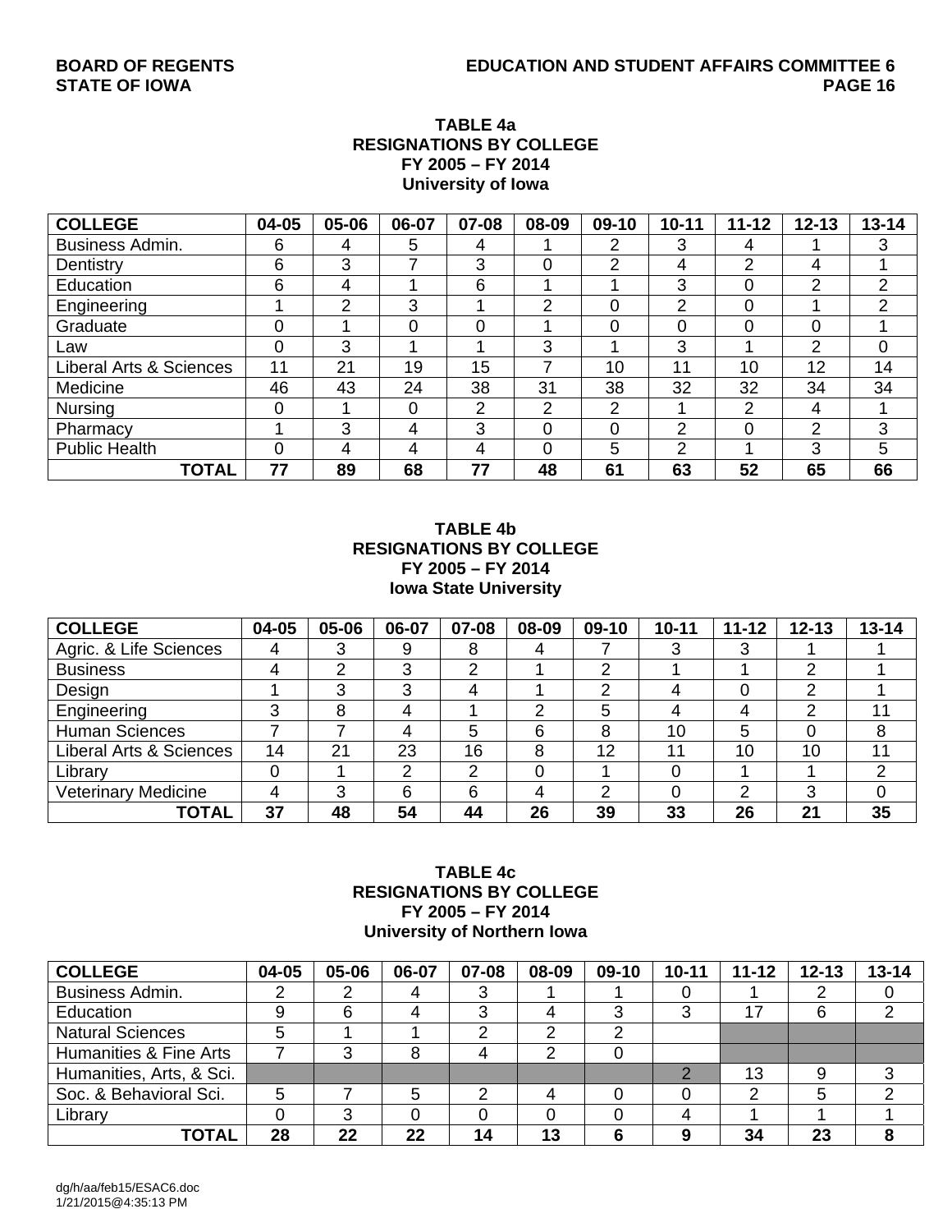**TABLE 4a**
**RESIGNATIONS BY COLLEGE**
**FY 2005 – FY 2014**
**University of Iowa**

| COLLEGE | 04-05 | 05-06 | 06-07 | 07-08 | 08-09 | 09-10 | 10-11 | 11-12 | 12-13 | 13-14 |
|---|---|---|---|---|---|---|---|---|---|---|
| Business Admin. | 6 | 4 | 5 | 4 | 1 | 2 | 3 | 4 | 1 | 3 |
| Dentistry | 6 | 3 | 7 | 3 | 0 | 2 | 4 | 2 | 4 | 1 |
| Education | 6 | 4 | 1 | 6 | 1 | 1 | 3 | 0 | 2 | 2 |
| Engineering | 1 | 2 | 3 | 1 | 2 | 0 | 2 | 0 | 1 | 2 |
| Graduate | 0 | 1 | 0 | 0 | 1 | 0 | 0 | 0 | 0 | 1 |
| Law | 0 | 3 | 1 | 1 | 3 | 1 | 3 | 1 | 2 | 0 |
| Liberal Arts & Sciences | 11 | 21 | 19 | 15 | 7 | 10 | 11 | 10 | 12 | 14 |
| Medicine | 46 | 43 | 24 | 38 | 31 | 38 | 32 | 32 | 34 | 34 |
| Nursing | 0 | 1 | 0 | 2 | 2 | 2 | 1 | 2 | 4 | 1 |
| Pharmacy | 1 | 3 | 4 | 3 | 0 | 0 | 2 | 0 | 2 | 3 |
| Public Health | 0 | 4 | 4 | 4 | 0 | 5 | 2 | 1 | 3 | 5 |
| **TOTAL** | **77** | **89** | **68** | **77** | **48** | **61** | **63** | **52** | **65** | **66** |

**TABLE 4b**
**RESIGNATIONS BY COLLEGE**
**FY 2005 – FY 2014**
**Iowa State University**

| COLLEGE | 04-05 | 05-06 | 06-07 | 07-08 | 08-09 | 09-10 | 10-11 | 11-12 | 12-13 | 13-14 |
|---|---|---|---|---|---|---|---|---|---|---|
| Agric. & Life Sciences | 4 | 3 | 9 | 8 | 4 | 7 | 3 | 3 | 1 | 1 |
| Business | 4 | 2 | 3 | 2 | 1 | 2 | 1 | 1 | 2 | 1 |
| Design | 1 | 3 | 3 | 4 | 1 | 2 | 4 | 0 | 2 | 1 |
| Engineering | 3 | 8 | 4 | 1 | 2 | 5 | 4 | 4 | 2 | 11 |
| Human Sciences | 7 | 7 | 4 | 5 | 6 | 8 | 10 | 5 | 0 | 8 |
| Liberal Arts & Sciences | 14 | 21 | 23 | 16 | 8 | 12 | 11 | 10 | 10 | 11 |
| Library | 0 | 1 | 2 | 2 | 0 | 1 | 0 | 1 | 1 | 2 |
| Veterinary Medicine | 4 | 3 | 6 | 6 | 4 | 2 | 0 | 2 | 3 | 0 |
| **TOTAL** | **37** | **48** | **54** | **44** | **26** | **39** | **33** | **26** | **21** | **35** |

**TABLE 4c**
**RESIGNATIONS BY COLLEGE**
**FY 2005 – FY 2014**
**University of Northern Iowa**

| COLLEGE | 04-05 | 05-06 | 06-07 | 07-08 | 08-09 | 09-10 | 10-11 | 11-12 | 12-13 | 13-14 |
|---|---|---|---|---|---|---|---|---|---|---|
| Business Admin. | 2 | 2 | 4 | 3 | 1 | 1 | 0 | 1 | 2 | 0 |
| Education | 9 | 6 | 4 | 3 | 4 | 3 | 3 | 17 | 6 | 2 |
| Natural Sciences | 5 | 1 | 1 | 2 | 2 | 2 | | | | |
| Humanities & Fine Arts | 7 | 3 | 8 | 4 | 2 | 0 | | | | |
| Humanities, Arts, & Sci. | | | | | | | 2 | 13 | 9 | 3 |
| Soc. & Behavioral Sci. | 5 | 7 | 5 | 2 | 4 | 0 | 0 | 2 | 5 | 2 |
| Library | 0 | 3 | 0 | 0 | 0 | 0 | 4 | 1 | 1 | 1 |
| **TOTAL** | **28** | **22** | **22** | **14** | **13** | **6** | **9** | **34** | **23** | **8** |

dg/h/aa/feb15/ESAC6.doc
1/21/2015@4:35:13 PM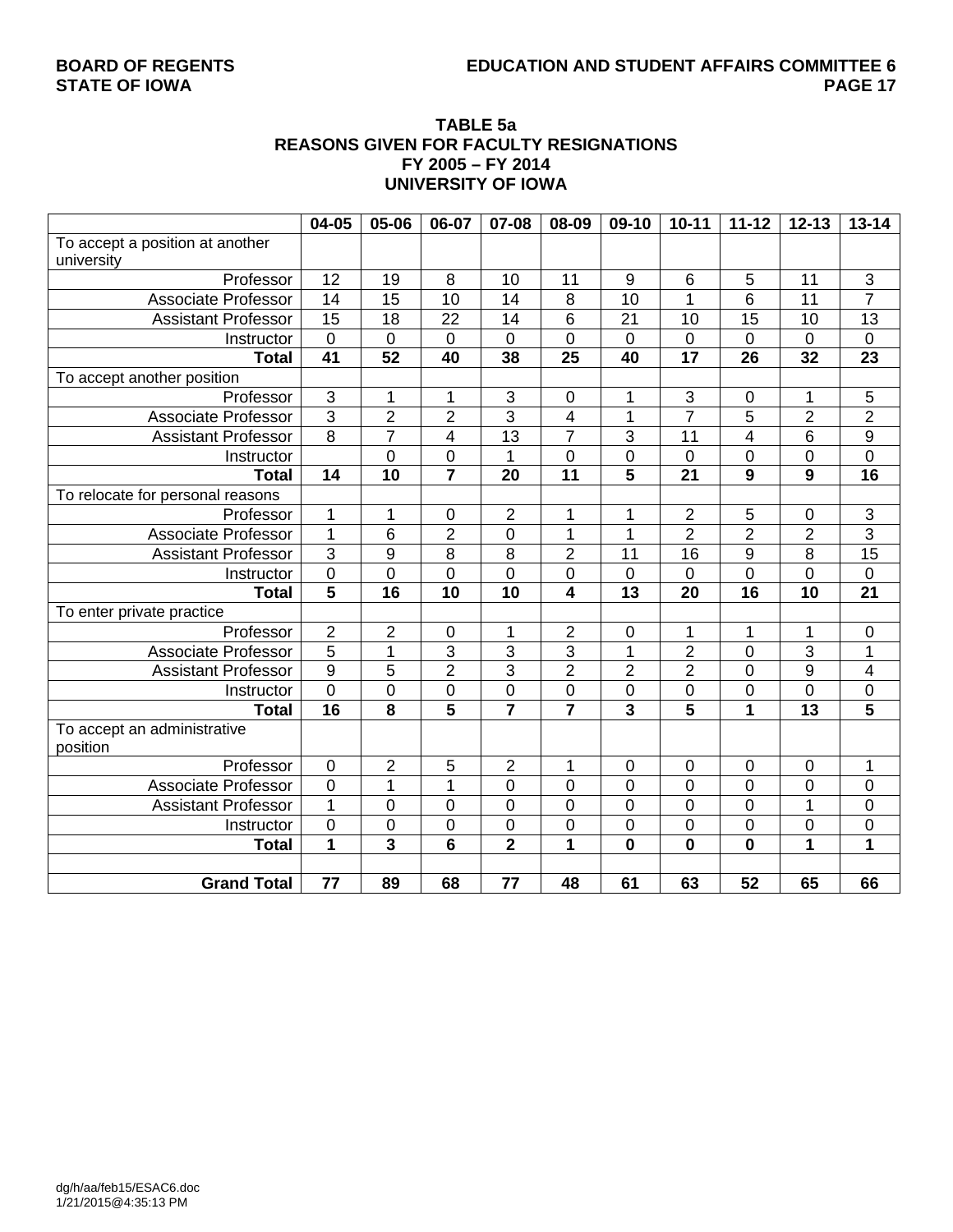**TABLE 5a**
**REASONS GIVEN FOR FACULTY RESIGNATIONS**
**FY 2005 – FY 2014**
**UNIVERSITY OF IOWA**

| | 04-05 | 05-06 | 06-07 | 07-08 | 08-09 | 09-10 | 10-11 | 11-12 | 12-13 | 13-14 |
|---|---|---|---|---|---|---|---|---|---|---|
| To accept a position at another university | | | | | | | | | | |
| Professor | 12 | 19 | 8 | 10 | 11 | 9 | 6 | 5 | 11 | 3 |
| Associate Professor | 14 | 15 | 10 | 14 | 8 | 10 | 1 | 6 | 11 | 7 |
| Assistant Professor | 15 | 18 | 22 | 14 | 6 | 21 | 10 | 15 | 10 | 13 |
| Instructor | 0 | 0 | 0 | 0 | 0 | 0 | 0 | 0 | 0 | 0 |
| **Total** | **41** | **52** | **40** | **38** | **25** | **40** | **17** | **26** | **32** | **23** |
| To accept another position | | | | | | | | | | |
| Professor | 3 | 1 | 1 | 3 | 0 | 1 | 3 | 0 | 1 | 5 |
| Associate Professor | 3 | 2 | 2 | 3 | 4 | 1 | 7 | 5 | 2 | 2 |
| Assistant Professor | 8 | 7 | 4 | 13 | 7 | 3 | 11 | 4 | 6 | 9 |
| Instructor | | 0 | 0 | 1 | 0 | 0 | 0 | 0 | 0 | 0 |
| **Total** | **14** | **10** | **7** | **20** | **11** | **5** | **21** | **9** | **9** | **16** |
| To relocate for personal reasons | | | | | | | | | | |
| Professor | 1 | 1 | 0 | 2 | 1 | 1 | 2 | 5 | 0 | 3 |
| Associate Professor | 1 | 6 | 2 | 0 | 1 | 1 | 2 | 2 | 2 | 3 |
| Assistant Professor | 3 | 9 | 8 | 8 | 2 | 11 | 16 | 9 | 8 | 15 |
| Instructor | 0 | 0 | 0 | 0 | 0 | 0 | 0 | 0 | 0 | 0 |
| **Total** | **5** | **16** | **10** | **10** | **4** | **13** | **20** | **16** | **10** | **21** |
| To enter private practice | | | | | | | | | | |
| Professor | 2 | 2 | 0 | 1 | 2 | 0 | 1 | 1 | 1 | 0 |
| Associate Professor | 5 | 1 | 3 | 3 | 3 | 1 | 2 | 0 | 3 | 1 |
| Assistant Professor | 9 | 5 | 2 | 3 | 2 | 2 | 2 | 0 | 9 | 4 |
| Instructor | 0 | 0 | 0 | 0 | 0 | 0 | 0 | 0 | 0 | 0 |
| **Total** | **16** | **8** | **5** | **7** | **7** | **3** | **5** | **1** | **13** | **5** |
| To accept an administrative position | | | | | | | | | | |
| Professor | 0 | 2 | 5 | 2 | 1 | 0 | 0 | 0 | 0 | 1 |
| Associate Professor | 0 | 1 | 1 | 0 | 0 | 0 | 0 | 0 | 0 | 0 |
| Assistant Professor | 1 | 0 | 0 | 0 | 0 | 0 | 0 | 0 | 1 | 0 |
| Instructor | 0 | 0 | 0 | 0 | 0 | 0 | 0 | 0 | 0 | 0 |
| **Total** | **1** | **3** | **6** | **2** | **1** | **0** | **0** | **0** | **1** | **1** |
| | | | | | | | | | | |
| **Grand Total** | **77** | **89** | **68** | **77** | **48** | **61** | **63** | **52** | **65** | **66** |

dg/h/aa/feb15/ESAC6.doc
1/21/2015@4:35:13 PM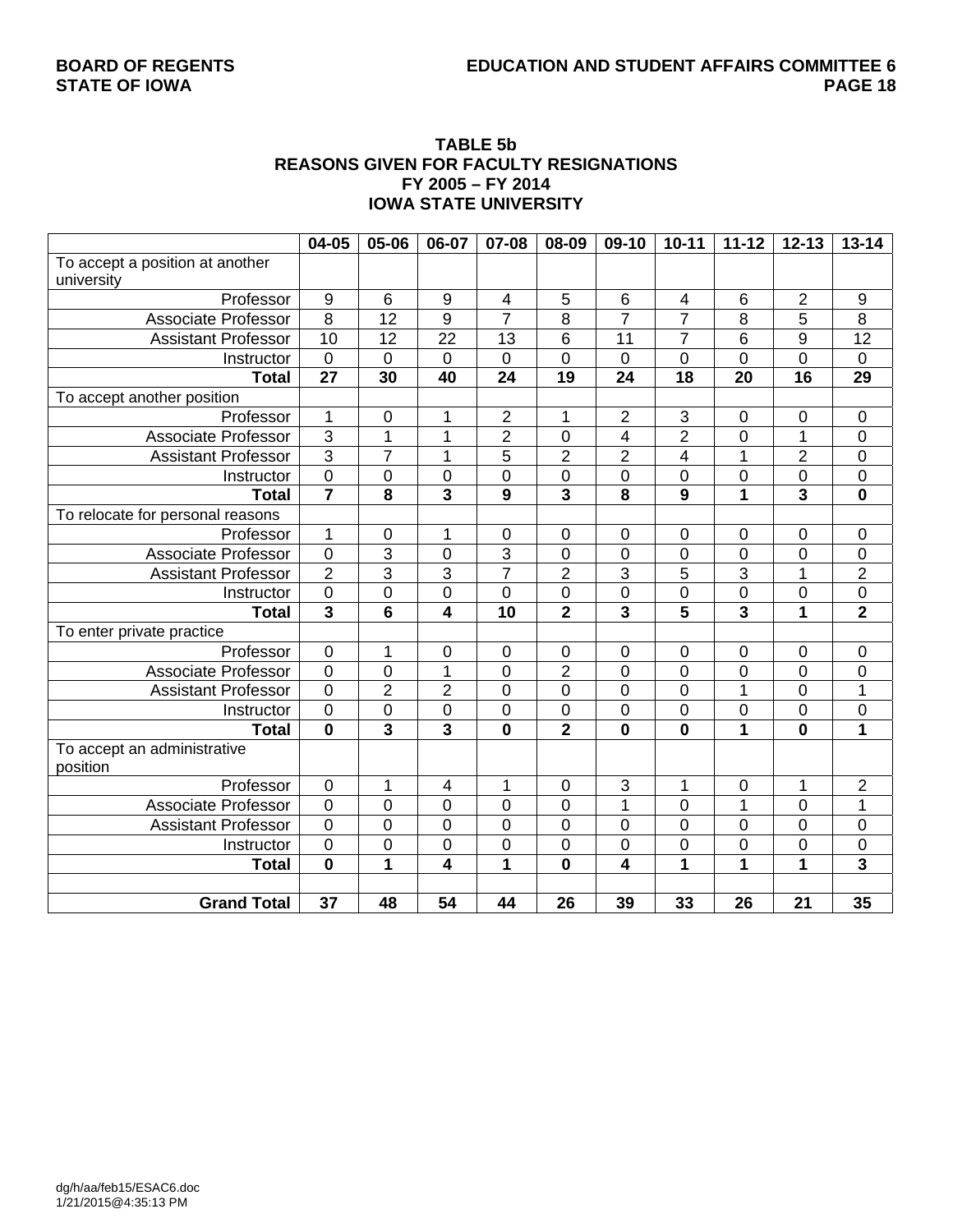**TABLE 5b**
**REASONS GIVEN FOR FACULTY RESIGNATIONS**
**FY 2005 – FY 2014**
**IOWA STATE UNIVERSITY**

| | 04-05 | 05-06 | 06-07 | 07-08 | 08-09 | 09-10 | 10-11 | 11-12 | 12-13 | 13-14 |
|---|---|---|---|---|---|---|---|---|---|---|
| To accept a position at another university | | | | | | | | | | |
| Professor | 9 | 6 | 9 | 4 | 5 | 6 | 4 | 6 | 2 | 9 |
| Associate Professor | 8 | 12 | 9 | 7 | 8 | 7 | 7 | 8 | 5 | 8 |
| Assistant Professor | 10 | 12 | 22 | 13 | 6 | 11 | 7 | 6 | 9 | 12 |
| Instructor | 0 | 0 | 0 | 0 | 0 | 0 | 0 | 0 | 0 | 0 |
| **Total** | **27** | **30** | **40** | **24** | **19** | **24** | **18** | **20** | **16** | **29** |
| To accept another position | | | | | | | | | | |
| Professor | 1 | 0 | 1 | 2 | 1 | 2 | 3 | 0 | 0 | 0 |
| Associate Professor | 3 | 1 | 1 | 2 | 0 | 4 | 2 | 0 | 1 | 0 |
| Assistant Professor | 3 | 7 | 1 | 5 | 2 | 2 | 4 | 1 | 2 | 0 |
| Instructor | 0 | 0 | 0 | 0 | 0 | 0 | 0 | 0 | 0 | 0 |
| **Total** | **7** | **8** | **3** | **9** | **3** | **8** | **9** | **1** | **3** | **0** |
| To relocate for personal reasons | | | | | | | | | | |
| Professor | 1 | 0 | 1 | 0 | 0 | 0 | 0 | 0 | 0 | 0 |
| Associate Professor | 0 | 3 | 0 | 3 | 0 | 0 | 0 | 0 | 0 | 0 |
| Assistant Professor | 2 | 3 | 3 | 7 | 2 | 3 | 5 | 3 | 1 | 2 |
| Instructor | 0 | 0 | 0 | 0 | 0 | 0 | 0 | 0 | 0 | 0 |
| **Total** | **3** | **6** | **4** | **10** | **2** | **3** | **5** | **3** | **1** | **2** |
| To enter private practice | | | | | | | | | | |
| Professor | 0 | 1 | 0 | 0 | 0 | 0 | 0 | 0 | 0 | 0 |
| Associate Professor | 0 | 0 | 1 | 0 | 2 | 0 | 0 | 0 | 0 | 0 |
| Assistant Professor | 0 | 2 | 2 | 0 | 0 | 0 | 0 | 1 | 0 | 1 |
| Instructor | 0 | 0 | 0 | 0 | 0 | 0 | 0 | 0 | 0 | 0 |
| **Total** | **0** | **3** | **3** | **0** | **2** | **0** | **0** | **1** | **0** | **1** |
| To accept an administrative position | | | | | | | | | | |
| Professor | 0 | 1 | 4 | 1 | 0 | 3 | 1 | 0 | 1 | 2 |
| Associate Professor | 0 | 0 | 0 | 0 | 0 | 1 | 0 | 1 | 0 | 1 |
| Assistant Professor | 0 | 0 | 0 | 0 | 0 | 0 | 0 | 0 | 0 | 0 |
| Instructor | 0 | 0 | 0 | 0 | 0 | 0 | 0 | 0 | 0 | 0 |
| **Total** | **0** | **1** | **4** | **1** | **0** | **4** | **1** | **1** | **1** | **3** |
| | | | | | | | | | | |
| **Grand Total** | **37** | **48** | **54** | **44** | **26** | **39** | **33** | **26** | **21** | **35** |

dg/h/aa/feb15/ESAC6.doc
1/21/2015@4:35:13 PM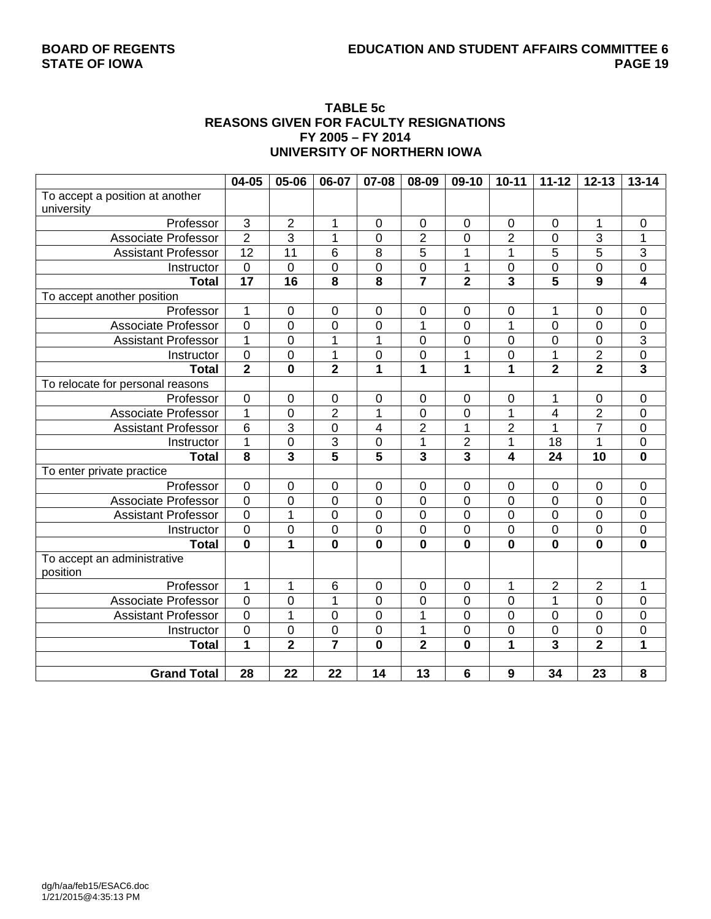**TABLE 5c**
**REASONS GIVEN FOR FACULTY RESIGNATIONS**
**FY 2005 – FY 2014**
**UNIVERSITY OF NORTHERN IOWA**

| | 04-05 | 05-06 | 06-07 | 07-08 | 08-09 | 09-10 | 10-11 | 11-12 | 12-13 | 13-14 |
|---|---|---|---|---|---|---|---|---|---|---|
| To accept a position at another university | | | | | | | | | | |
| Professor | 3 | 2 | 1 | 0 | 0 | 0 | 0 | 0 | 1 | 0 |
| Associate Professor | 2 | 3 | 1 | 0 | 2 | 0 | 2 | 0 | 3 | 1 |
| Assistant Professor | 12 | 11 | 6 | 8 | 5 | 1 | 1 | 5 | 5 | 3 |
| Instructor | 0 | 0 | 0 | 0 | 0 | 1 | 0 | 0 | 0 | 0 |
| **Total** | **17** | **16** | **8** | **8** | **7** | **2** | **3** | **5** | **9** | **4** |
| To accept another position | | | | | | | | | | |
| Professor | 1 | 0 | 0 | 0 | 0 | 0 | 0 | 1 | 0 | 0 |
| Associate Professor | 0 | 0 | 0 | 0 | 1 | 0 | 1 | 0 | 0 | 0 |
| Assistant Professor | 1 | 0 | 1 | 1 | 0 | 0 | 0 | 0 | 0 | 3 |
| Instructor | 0 | 0 | 1 | 0 | 0 | 1 | 0 | 1 | 2 | 0 |
| **Total** | **2** | **0** | **2** | **1** | **1** | **1** | **1** | **2** | **2** | **3** |
| To relocate for personal reasons | | | | | | | | | | |
| Professor | 0 | 0 | 0 | 0 | 0 | 0 | 0 | 1 | 0 | 0 |
| Associate Professor | 1 | 0 | 2 | 1 | 0 | 0 | 1 | 4 | 2 | 0 |
| Assistant Professor | 6 | 3 | 0 | 4 | 2 | 1 | 2 | 1 | 7 | 0 |
| Instructor | 1 | 0 | 3 | 0 | 1 | 2 | 1 | 18 | 1 | 0 |
| **Total** | **8** | **3** | **5** | **5** | **3** | **3** | **4** | **24** | **10** | **0** |
| To enter private practice | | | | | | | | | | |
| Professor | 0 | 0 | 0 | 0 | 0 | 0 | 0 | 0 | 0 | 0 |
| Associate Professor | 0 | 0 | 0 | 0 | 0 | 0 | 0 | 0 | 0 | 0 |
| Assistant Professor | 0 | 1 | 0 | 0 | 0 | 0 | 0 | 0 | 0 | 0 |
| Instructor | 0 | 0 | 0 | 0 | 0 | 0 | 0 | 0 | 0 | 0 |
| **Total** | **0** | **1** | **0** | **0** | **0** | **0** | **0** | **0** | **0** | **0** |
| To accept an administrative position | | | | | | | | | | |
| Professor | 1 | 1 | 6 | 0 | 0 | 0 | 1 | 2 | 2 | 1 |
| Associate Professor | 0 | 0 | 1 | 0 | 0 | 0 | 0 | 1 | 0 | 0 |
| Assistant Professor | 0 | 1 | 0 | 0 | 1 | 0 | 0 | 0 | 0 | 0 |
| Instructor | 0 | 0 | 0 | 0 | 1 | 0 | 0 | 0 | 0 | 0 |
| **Total** | **1** | **2** | **7** | **0** | **2** | **0** | **1** | **3** | **2** | **1** |
| | | | | | | | | | | |
| **Grand Total** | **28** | **22** | **22** | **14** | **13** | **6** | **9** | **34** | **23** | **8** |

dg/h/aa/feb15/ESAC6.doc
1/21/2015@4:35:13 PM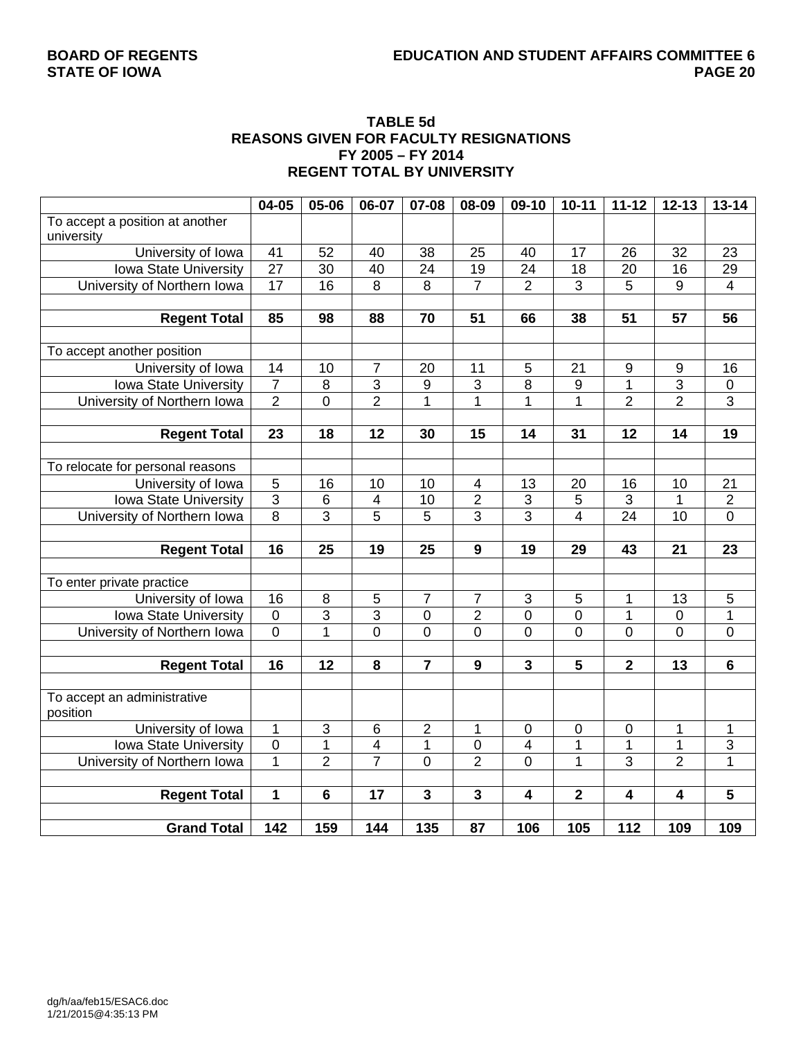**BOARD OF REGENTS**
**STATE OF IOWA**

**EDUCATION AND STUDENT AFFAIRS COMMITTEE 6**

## TABLE 5d
## REASONS GIVEN FOR FACULTY RESIGNATIONS
## FY 2005 – FY 2014
## REGENT TOTAL BY UNIVERSITY

| | 04-05 | 05-06 | 06-07 | 07-08 | 08-09 | 09-10 | 10-11 | 11-12 | 12-13 | 13-14 |
|---|---|---|---|---|---|---|---|---|---|---|
| To accept a position at another university | | | | | | | | | | |
| University of Iowa | 41 | 52 | 40 | 38 | 25 | 40 | 17 | 26 | 32 | 23 |
| Iowa State University | 27 | 30 | 40 | 24 | 19 | 24 | 18 | 20 | 16 | 29 |
| University of Northern Iowa | 17 | 16 | 8 | 8 | 7 | 2 | 3 | 5 | 9 | 4 |
| | | | | | | | | | | |
| **Regent Total** | **85** | **98** | **88** | **70** | **51** | **66** | **38** | **51** | **57** | **56** |
| | | | | | | | | | | |
| To accept another position | | | | | | | | | | |
| University of Iowa | 14 | 10 | 7 | 20 | 11 | 5 | 21 | 9 | 9 | 16 |
| Iowa State University | 7 | 8 | 3 | 9 | 3 | 8 | 9 | 1 | 3 | 0 |
| University of Northern Iowa | 2 | 0 | 2 | 1 | 1 | 1 | 1 | 2 | 2 | 3 |
| | | | | | | | | | | |
| **Regent Total** | **23** | **18** | **12** | **30** | **15** | **14** | **31** | **12** | **14** | **19** |
| | | | | | | | | | | |
| To relocate for personal reasons | | | | | | | | | | |
| University of Iowa | 5 | 16 | 10 | 10 | 4 | 13 | 20 | 16 | 10 | 21 |
| Iowa State University | 3 | 6 | 4 | 10 | 2 | 3 | 5 | 3 | 1 | 2 |
| University of Northern Iowa | 8 | 3 | 5 | 5 | 3 | 3 | 4 | 24 | 10 | 0 |
| | | | | | | | | | | |
| **Regent Total** | **16** | **25** | **19** | **25** | **9** | **19** | **29** | **43** | **21** | **23** |
| | | | | | | | | | | |
| To enter private practice | | | | | | | | | | |
| University of Iowa | 16 | 8 | 5 | 7 | 7 | 3 | 5 | 1 | 13 | 5 |
| Iowa State University | 0 | 3 | 3 | 0 | 2 | 0 | 0 | 1 | 0 | 1 |
| University of Northern Iowa | 0 | 1 | 0 | 0 | 0 | 0 | 0 | 0 | 0 | 0 |
| | | | | | | | | | | |
| **Regent Total** | **16** | **12** | **8** | **7** | **9** | **3** | **5** | **2** | **13** | **6** |
| | | | | | | | | | | |
| To accept an administrative position | | | | | | | | | | |
| University of Iowa | 1 | 3 | 6 | 2 | 1 | 0 | 0 | 0 | 1 | 1 |
| Iowa State University | 0 | 1 | 4 | 1 | 0 | 4 | 1 | 1 | 1 | 3 |
| University of Northern Iowa | 1 | 2 | 7 | 0 | 2 | 0 | 1 | 3 | 2 | 1 |
| | | | | | | | | | | |
| **Regent Total** | **1** | **6** | **17** | **3** | **3** | **4** | **2** | **4** | **4** | **5** |
| | | | | | | | | | | |
| **Grand Total** | **142** | **159** | **144** | **135** | **87** | **106** | **105** | **112** | **109** | **109** |

dg/h/aa/feb15/ESAC6.doc
1/21/2015@4:35:13 PM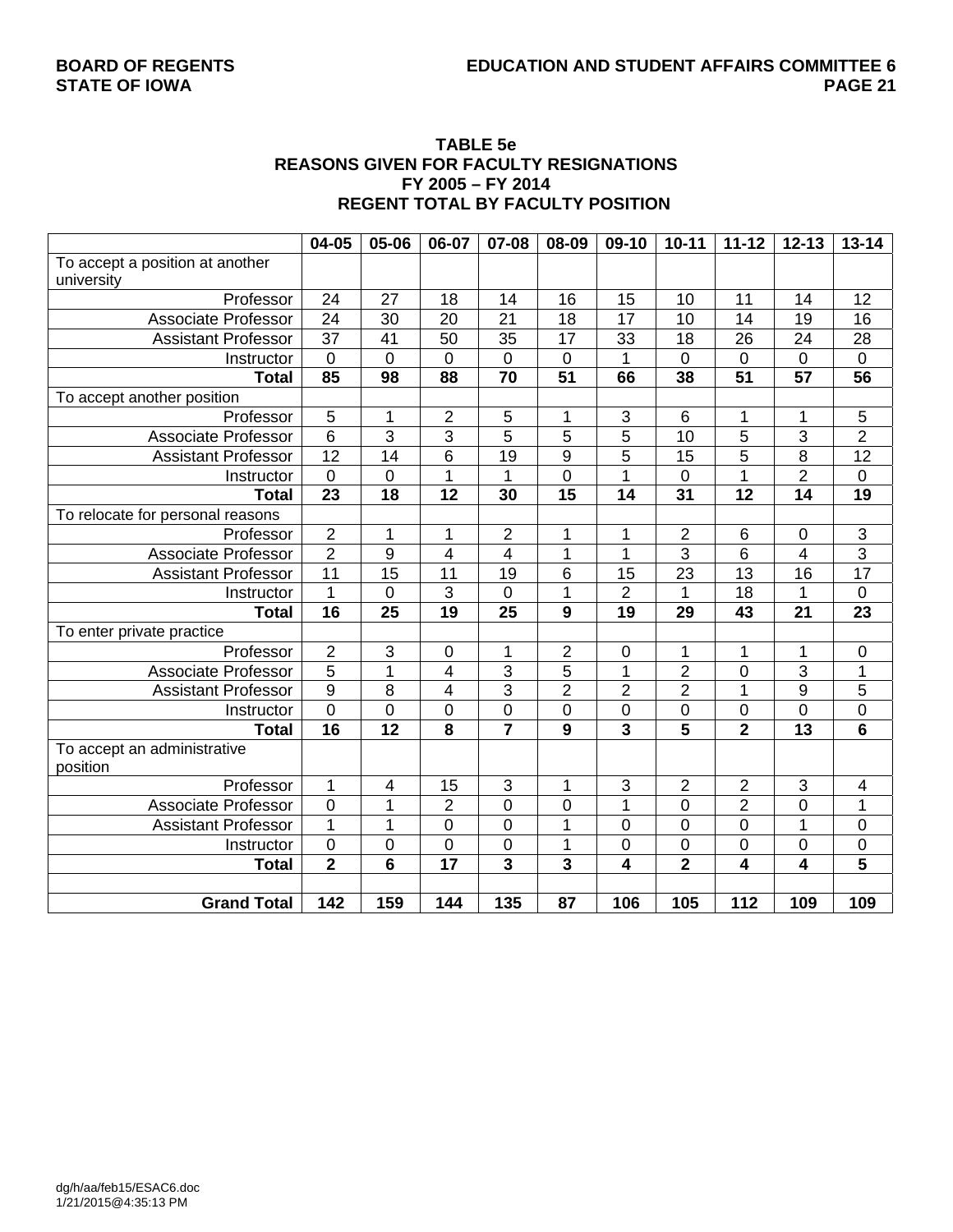**TABLE 5e**
**REASONS GIVEN FOR FACULTY RESIGNATIONS**
**FY 2005 – FY 2014**
**REGENT TOTAL BY FACULTY POSITION**

| | 04-05 | 05-06 | 06-07 | 07-08 | 08-09 | 09-10 | 10-11 | 11-12 | 12-13 | 13-14 |
|---|---|---|---|---|---|---|---|---|---|---|
| To accept a position at another university | | | | | | | | | | |
| Professor | 24 | 27 | 18 | 14 | 16 | 15 | 10 | 11 | 14 | 12 |
| Associate Professor | 24 | 30 | 20 | 21 | 18 | 17 | 10 | 14 | 19 | 16 |
| Assistant Professor | 37 | 41 | 50 | 35 | 17 | 33 | 18 | 26 | 24 | 28 |
| Instructor | 0 | 0 | 0 | 0 | 0 | 1 | 0 | 0 | 0 | 0 |
| **Total** | **85** | **98** | **88** | **70** | **51** | **66** | **38** | **51** | **57** | **56** |
| To accept another position | | | | | | | | | | |
| Professor | 5 | 1 | 2 | 5 | 1 | 3 | 6 | 1 | 1 | 5 |
| Associate Professor | 6 | 3 | 3 | 5 | 5 | 5 | 10 | 5 | 3 | 2 |
| Assistant Professor | 12 | 14 | 6 | 19 | 9 | 5 | 15 | 5 | 8 | 12 |
| Instructor | 0 | 0 | 1 | 1 | 0 | 1 | 0 | 1 | 2 | 0 |
| **Total** | **23** | **18** | **12** | **30** | **15** | **14** | **31** | **12** | **14** | **19** |
| To relocate for personal reasons | | | | | | | | | | |
| Professor | 2 | 1 | 1 | 2 | 1 | 1 | 2 | 6 | 0 | 3 |
| Associate Professor | 2 | 9 | 4 | 4 | 1 | 1 | 3 | 6 | 4 | 3 |
| Assistant Professor | 11 | 15 | 11 | 19 | 6 | 15 | 23 | 13 | 16 | 17 |
| Instructor | 1 | 0 | 3 | 0 | 1 | 2 | 1 | 18 | 1 | 0 |
| **Total** | **16** | **25** | **19** | **25** | **9** | **19** | **29** | **43** | **21** | **23** |
| To enter private practice | | | | | | | | | | |
| Professor | 2 | 3 | 0 | 1 | 2 | 0 | 1 | 1 | 1 | 0 |
| Associate Professor | 5 | 1 | 4 | 3 | 5 | 1 | 2 | 0 | 3 | 1 |
| Assistant Professor | 9 | 8 | 4 | 3 | 2 | 2 | 2 | 1 | 9 | 5 |
| Instructor | 0 | 0 | 0 | 0 | 0 | 0 | 0 | 0 | 0 | 0 |
| **Total** | **16** | **12** | **8** | **7** | **9** | **3** | **5** | **2** | **13** | **6** |
| To accept an administrative position | | | | | | | | | | |
| Professor | 1 | 4 | 15 | 3 | 1 | 3 | 2 | 2 | 3 | 4 |
| Associate Professor | 0 | 1 | 2 | 0 | 0 | 1 | 0 | 2 | 0 | 1 |
| Assistant Professor | 1 | 1 | 0 | 0 | 1 | 0 | 0 | 0 | 1 | 0 |
| Instructor | 0 | 0 | 0 | 0 | 1 | 0 | 0 | 0 | 0 | 0 |
| **Total** | **2** | **6** | **17** | **3** | **3** | **4** | **2** | **4** | **4** | **5** |
| | | | | | | | | | | |
| **Grand Total** | **142** | **159** | **144** | **135** | **87** | **106** | **105** | **112** | **109** | **109** |

dg/h/aa/feb15/ESAC6.doc
1/21/2015@4:35:13 PM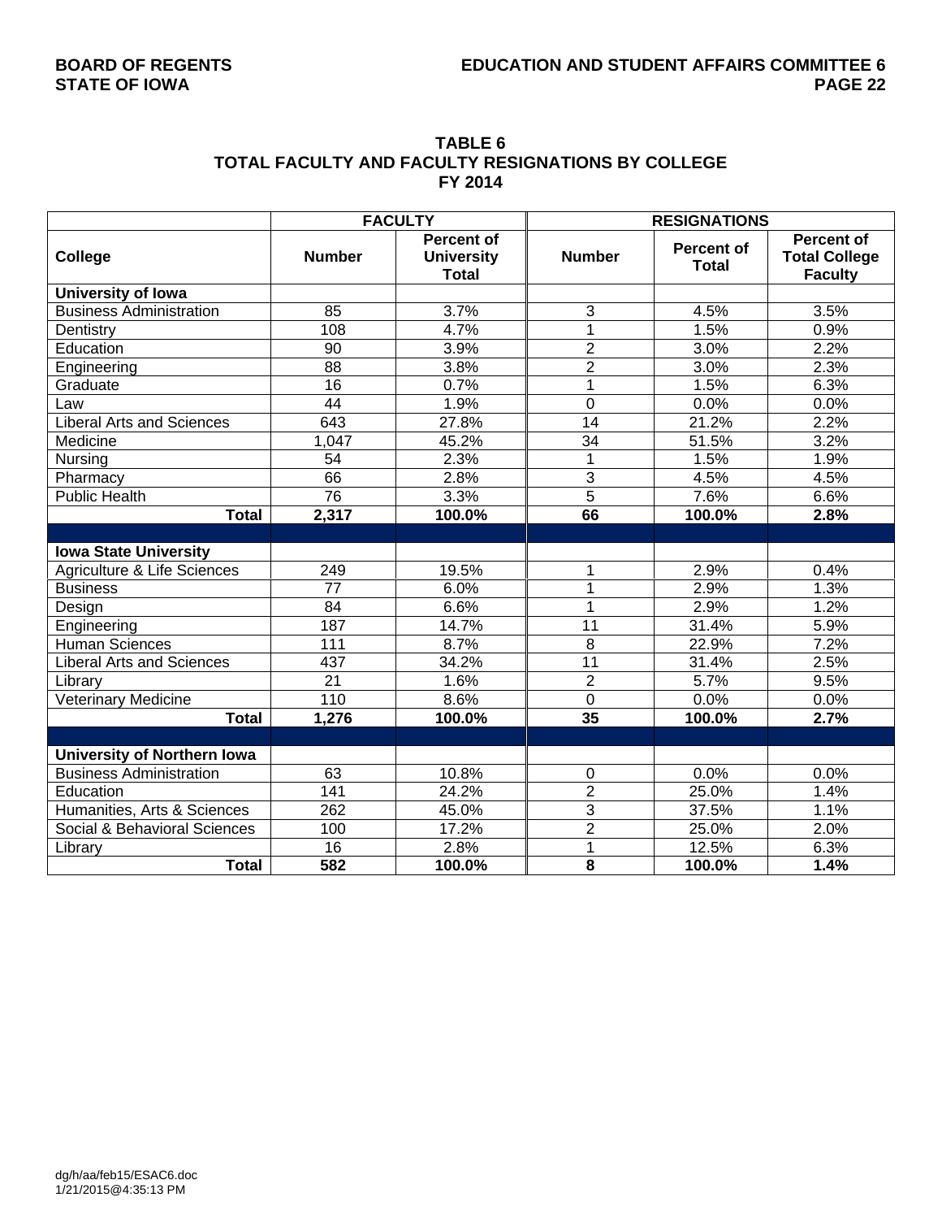## TABLE 6
## TOTAL FACULTY AND FACULTY RESIGNATIONS BY COLLEGE
## FY 2014

| | FACULTY | | RESIGNATIONS | | |
|---|---|---|---|---|---|
| **College** | **Number** | **Percent of University Total** | **Number** | **Percent of Total** | **Percent of Total College Faculty** |
| **University of Iowa** | | | | | |
| Business Administration | 85 | 3.7% | 3 | 4.5% | 3.5% |
| Dentistry | 108 | 4.7% | 1 | 1.5% | 0.9% |
| Education | 90 | 3.9% | 2 | 3.0% | 2.2% |
| Engineering | 88 | 3.8% | 2 | 3.0% | 2.3% |
| Graduate | 16 | 0.7% | 1 | 1.5% | 6.3% |
| Law | 44 | 1.9% | 0 | 0.0% | 0.0% |
| Liberal Arts and Sciences | 643 | 27.8% | 14 | 21.2% | 2.2% |
| Medicine | 1,047 | 45.2% | 34 | 51.5% | 3.2% |
| Nursing | 54 | 2.3% | 1 | 1.5% | 1.9% |
| Pharmacy | 66 | 2.8% | 3 | 4.5% | 4.5% |
| Public Health | 76 | 3.3% | 5 | 7.6% | 6.6% |
| **Total** | **2,317** | **100.0%** | **66** | **100.0%** | **2.8%** |
| | | | | | |
| **Iowa State University** | | | | | |
| Agriculture & Life Sciences | 249 | 19.5% | 1 | 2.9% | 0.4% |
| Business | 77 | 6.0% | 1 | 2.9% | 1.3% |
| Design | 84 | 6.6% | 1 | 2.9% | 1.2% |
| Engineering | 187 | 14.7% | 11 | 31.4% | 5.9% |
| Human Sciences | 111 | 8.7% | 8 | 22.9% | 7.2% |
| Liberal Arts and Sciences | 437 | 34.2% | 11 | 31.4% | 2.5% |
| Library | 21 | 1.6% | 2 | 5.7% | 9.5% |
| Veterinary Medicine | 110 | 8.6% | 0 | 0.0% | 0.0% |
| **Total** | **1,276** | **100.0%** | **35** | **100.0%** | **2.7%** |
| | | | | | |
| **University of Northern Iowa** | | | | | |
| Business Administration | 63 | 10.8% | 0 | 0.0% | 0.0% |
| Education | 141 | 24.2% | 2 | 25.0% | 1.4% |
| Humanities, Arts & Sciences | 262 | 45.0% | 3 | 37.5% | 1.1% |
| Social & Behavioral Sciences | 100 | 17.2% | 2 | 25.0% | 2.0% |
| Library | 16 | 2.8% | 1 | 12.5% | 6.3% |
| **Total** | **582** | **100.0%** | **8** | **100.0%** | **1.4%** |

dg/h/aa/feb15/ESAC6.doc
1/21/2015@4:35:13 PM